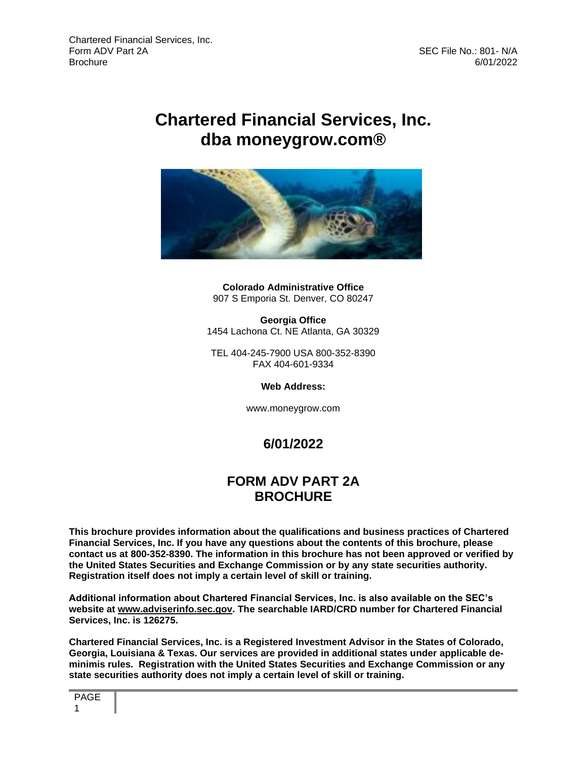# Chartered Financial Services, Inc.
# dba moneygrow.com®

**Colorado Administrative Office**
907 S Emporia St. Denver, CO 80247

**Georgia Office**
1454 Lachona Ct. NE Atlanta, GA 30329

TEL 404-245-7900 USA 800-352-8390
FAX 404-601-9334

**Web Address:**

www.moneygrow.com

## 6/01/2022

## FORM ADV PART 2A BROCHURE

**This brochure provides information about the qualifications and business practices of Chartered Financial Services, Inc. If you have any questions about the contents of this brochure, please contact us at 800-352-8390. The information in this brochure has not been approved or verified by the United States Securities and Exchange Commission or by any state securities authority. Registration itself does not imply a certain level of skill or training.**

**Additional information about Chartered Financial Services, Inc. is also available on the SEC's website at www.adviserinfo.sec.gov. The searchable IARD/CRD number for Chartered Financial Services, Inc. is 126275.**

**Chartered Financial Services, Inc. is a Registered Investment Advisor in the States of Colorado, Georgia, Louisiana & Texas. Our services are provided in additional states under applicable de-minimis rules. Registration with the United States Securities and Exchange Commission or any state securities authority does not imply a certain level of skill or training.**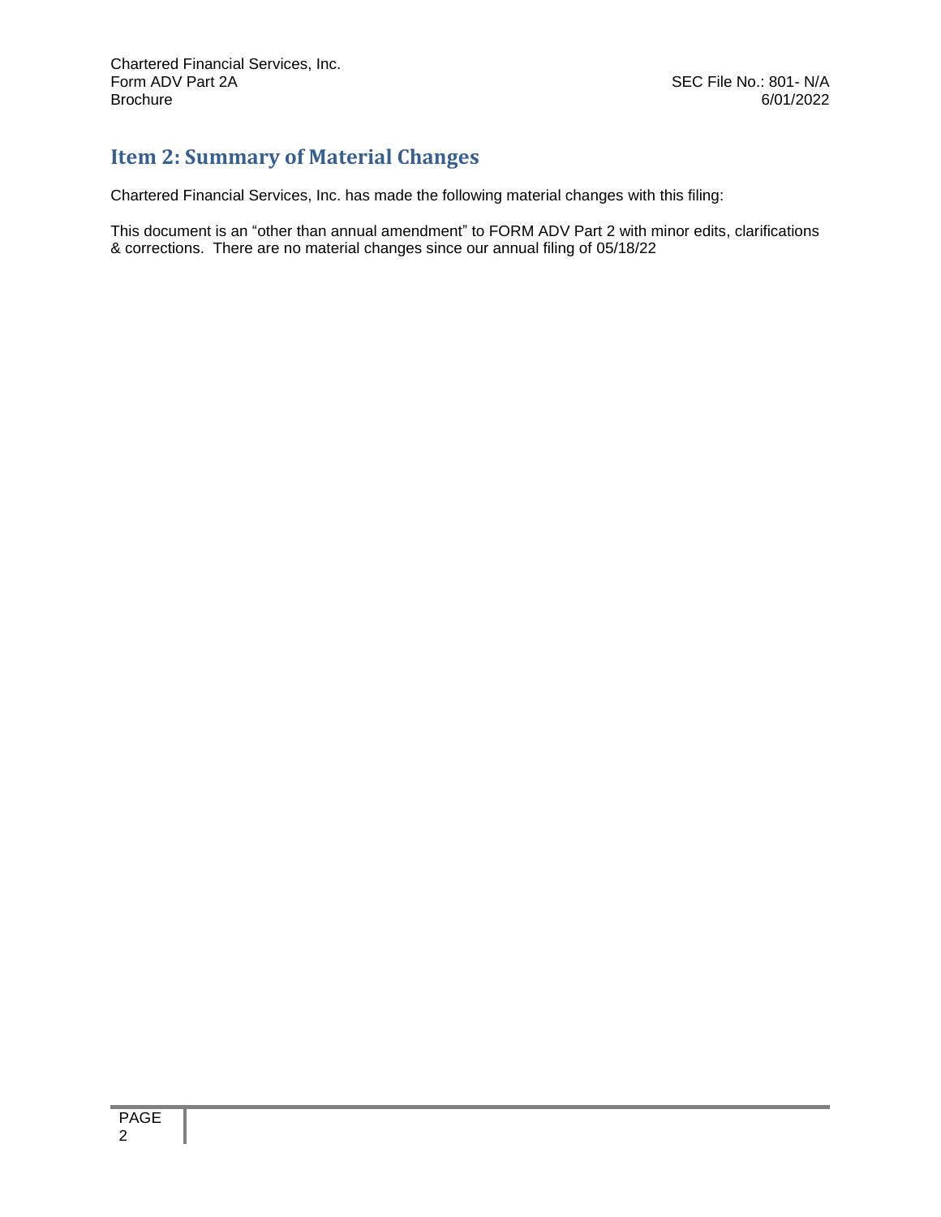## Item 2: Summary of Material Changes

Chartered Financial Services, Inc. has made the following material changes with this filing:

This document is an "other than annual amendment" to FORM ADV Part 2 with minor edits, clarifications & corrections. There are no material changes since our annual filing of 05/18/22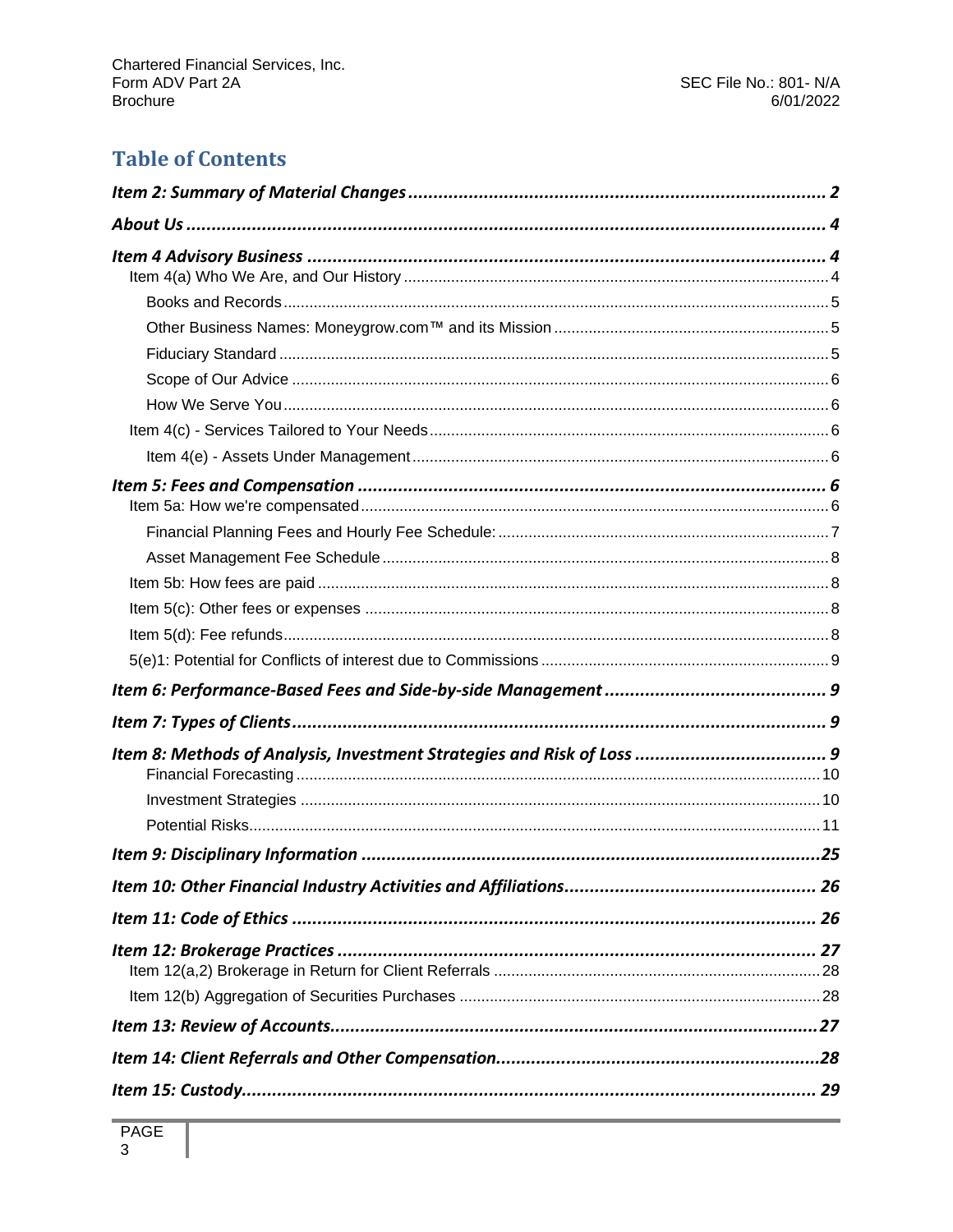## Table of Contents

**Item 2: Summary of Material Changes** ........................ 2

**About Us** ........................ 4

**Item 4 Advisory Business** ........................ 4

- Item 4(a) Who We Are, and Our History ........................ 4
  - Books and Records ........................ 5
  - Other Business Names: Moneygrow.com™ and its Mission ........................ 5
  - Fiduciary Standard ........................ 5
  - Scope of Our Advice ........................ 6
  - How We Serve You ........................ 6
- Item 4(c) - Services Tailored to Your Needs ........................ 6
  - Item 4(e) - Assets Under Management ........................ 6

**Item 5: Fees and Compensation** ........................ 6

- Item 5a: How we're compensated ........................ 6
  - Financial Planning Fees and Hourly Fee Schedule: ........................ 7
  - Asset Management Fee Schedule ........................ 8
- Item 5b: How fees are paid ........................ 8
- Item 5(c): Other fees or expenses ........................ 8
- Item 5(d): Fee refunds ........................ 8
- 5(e)1: Potential for Conflicts of interest due to Commissions ........................ 9

**Item 6: Performance-Based Fees and Side-by-side Management** ........................ 9

**Item 7: Types of Clients** ........................ 9

**Item 8: Methods of Analysis, Investment Strategies and Risk of Loss** ........................ 9

- Financial Forecasting ........................ 10
- Investment Strategies ........................ 10
- Potential Risks ........................ 11

**Item 9: Disciplinary Information** ........................ 25

**Item 10: Other Financial Industry Activities and Affiliations** ........................ 26

**Item 11: Code of Ethics** ........................ 26

**Item 12: Brokerage Practices** ........................ 27

- Item 12(a,2) Brokerage in Return for Client Referrals ........................ 28
- Item 12(b) Aggregation of Securities Purchases ........................ 28

**Item 13: Review of Accounts** ........................ 27

**Item 14: Client Referrals and Other Compensation** ........................ 28

**Item 15: Custody** ........................ 29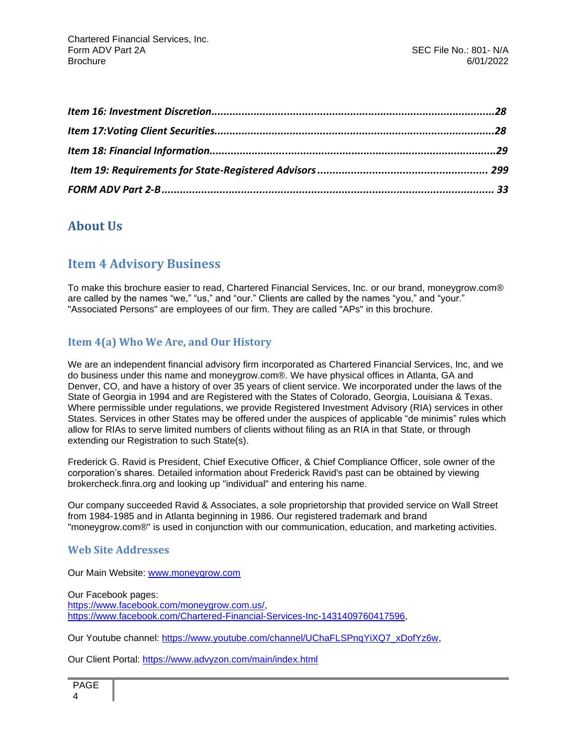*Item 16: Investment Discretion...........................................................................................28*

*Item 17:Voting Client Securities...........................................................................................28*

*Item 18: Financial Information..............................................................................................29*

*Item 19: Requirements for State-Registered Advisors ....................................................... 299*

*FORM ADV Part 2-B............................................................................................................ 33*

# About Us

## Item 4 Advisory Business

To make this brochure easier to read, Chartered Financial Services, Inc. or our brand, moneygrow.com® are called by the names "we," "us," and "our." Clients are called by the names "you," and "your." "Associated Persons" are employees of our firm. They are called "APs" in this brochure.

### Item 4(a) Who We Are, and Our History

We are an independent financial advisory firm incorporated as Chartered Financial Services, Inc, and we do business under this name and moneygrow.com®. We have physical offices in Atlanta, GA and Denver, CO, and have a history of over 35 years of client service. We incorporated under the laws of the State of Georgia in 1994 and are Registered with the States of Colorado, Georgia, Louisiana & Texas. Where permissible under regulations, we provide Registered Investment Advisory (RIA) services in other States. Services in other States may be offered under the auspices of applicable "de minimis" rules which allow for RIAs to serve limited numbers of clients without filing as an RIA in that State, or through extending our Registration to such State(s).

Frederick G. Ravid is President, Chief Executive Officer, & Chief Compliance Officer, sole owner of the corporation's shares. Detailed information about Frederick Ravid's past can be obtained by viewing brokercheck.finra.org and looking up "individual" and entering his name.

Our company succeeded Ravid & Associates, a sole proprietorship that provided service on Wall Street from 1984-1985 and in Atlanta beginning in 1986. Our registered trademark and brand "moneygrow.com®" is used in conjunction with our communication, education, and marketing activities.

### Web Site Addresses

Our Main Website: www.moneygrow.com

Our Facebook pages:
https://www.facebook.com/moneygrow.com.us/,
https://www.facebook.com/Chartered-Financial-Services-Inc-1431409760417596,

Our Youtube channel: https://www.youtube.com/channel/UChaFLSPnqYiXQ7_xDofYz6w,

Our Client Portal: https://www.advyzon.com/main/index.html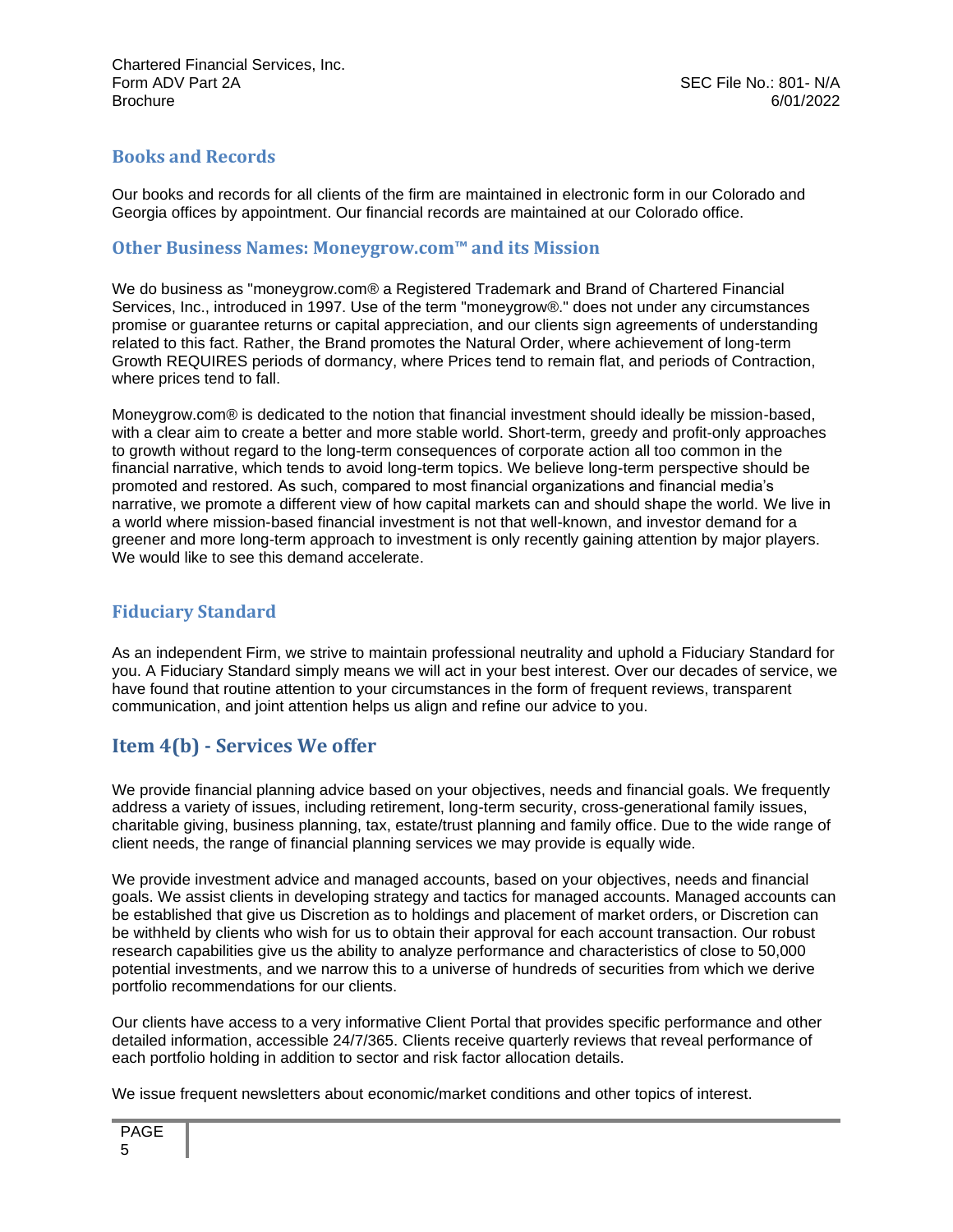## Books and Records

Our books and records for all clients of the firm are maintained in electronic form in our Colorado and Georgia offices by appointment. Our financial records are maintained at our Colorado office.

## Other Business Names: Moneygrow.com™ and its Mission

We do business as "moneygrow.com® a Registered Trademark and Brand of Chartered Financial Services, Inc., introduced in 1997. Use of the term "moneygrow®." does not under any circumstances promise or guarantee returns or capital appreciation, and our clients sign agreements of understanding related to this fact. Rather, the Brand promotes the Natural Order, where achievement of long-term Growth REQUIRES periods of dormancy, where Prices tend to remain flat, and periods of Contraction, where prices tend to fall.

Moneygrow.com® is dedicated to the notion that financial investment should ideally be mission-based, with a clear aim to create a better and more stable world. Short-term, greedy and profit-only approaches to growth without regard to the long-term consequences of corporate action all too common in the financial narrative, which tends to avoid long-term topics. We believe long-term perspective should be promoted and restored. As such, compared to most financial organizations and financial media's narrative, we promote a different view of how capital markets can and should shape the world. We live in a world where mission-based financial investment is not that well-known, and investor demand for a greener and more long-term approach to investment is only recently gaining attention by major players. We would like to see this demand accelerate.

## Fiduciary Standard

As an independent Firm, we strive to maintain professional neutrality and uphold a Fiduciary Standard for you. A Fiduciary Standard simply means we will act in your best interest. Over our decades of service, we have found that routine attention to your circumstances in the form of frequent reviews, transparent communication, and joint attention helps us align and refine our advice to you.

# Item 4(b) - Services We offer

We provide financial planning advice based on your objectives, needs and financial goals. We frequently address a variety of issues, including retirement, long-term security, cross-generational family issues, charitable giving, business planning, tax, estate/trust planning and family office. Due to the wide range of client needs, the range of financial planning services we may provide is equally wide.

We provide investment advice and managed accounts, based on your objectives, needs and financial goals. We assist clients in developing strategy and tactics for managed accounts. Managed accounts can be established that give us Discretion as to holdings and placement of market orders, or Discretion can be withheld by clients who wish for us to obtain their approval for each account transaction. Our robust research capabilities give us the ability to analyze performance and characteristics of close to 50,000 potential investments, and we narrow this to a universe of hundreds of securities from which we derive portfolio recommendations for our clients.

Our clients have access to a very informative Client Portal that provides specific performance and other detailed information, accessible 24/7/365. Clients receive quarterly reviews that reveal performance of each portfolio holding in addition to sector and risk factor allocation details.

We issue frequent newsletters about economic/market conditions and other topics of interest.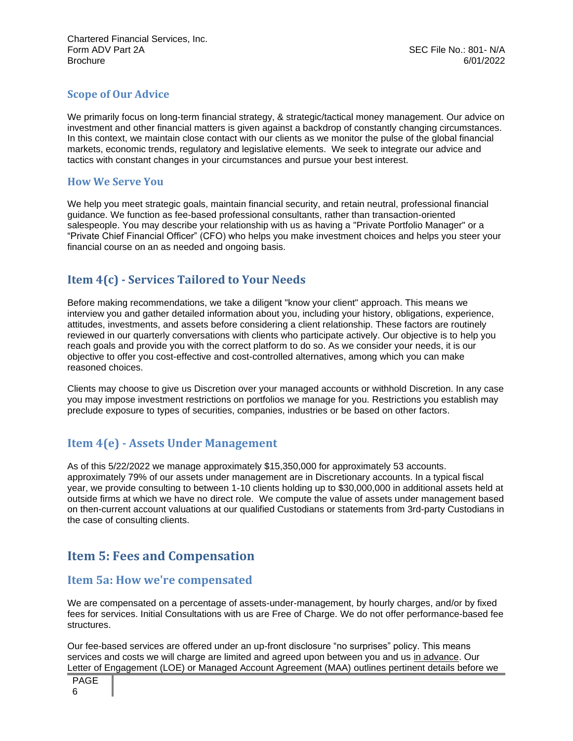### Scope of Our Advice

We primarily focus on long-term financial strategy, & strategic/tactical money management. Our advice on investment and other financial matters is given against a backdrop of constantly changing circumstances. In this context, we maintain close contact with our clients as we monitor the pulse of the global financial markets, economic trends, regulatory and legislative elements. We seek to integrate our advice and tactics with constant changes in your circumstances and pursue your best interest.

### How We Serve You

We help you meet strategic goals, maintain financial security, and retain neutral, professional financial guidance. We function as fee-based professional consultants, rather than transaction-oriented salespeople. You may describe your relationship with us as having a "Private Portfolio Manager" or a "Private Chief Financial Officer" (CFO) who helps you make investment choices and helps you steer your financial course on an as needed and ongoing basis.

## Item 4(c) - Services Tailored to Your Needs

Before making recommendations, we take a diligent "know your client" approach. This means we interview you and gather detailed information about you, including your history, obligations, experience, attitudes, investments, and assets before considering a client relationship. These factors are routinely reviewed in our quarterly conversations with clients who participate actively. Our objective is to help you reach goals and provide you with the correct platform to do so. As we consider your needs, it is our objective to offer you cost-effective and cost-controlled alternatives, among which you can make reasoned choices.

Clients may choose to give us Discretion over your managed accounts or withhold Discretion. In any case you may impose investment restrictions on portfolios we manage for you. Restrictions you establish may preclude exposure to types of securities, companies, industries or be based on other factors.

## Item 4(e) - Assets Under Management

As of this 5/22/2022 we manage approximately $15,350,000 for approximately 53 accounts. approximately 79% of our assets under management are in Discretionary accounts. In a typical fiscal year, we provide consulting to between 1-10 clients holding up to $30,000,000 in additional assets held at outside firms at which we have no direct role. We compute the value of assets under management based on then-current account valuations at our qualified Custodians or statements from 3rd-party Custodians in the case of consulting clients.

# Item 5: Fees and Compensation

## Item 5a: How we're compensated

We are compensated on a percentage of assets-under-management, by hourly charges, and/or by fixed fees for services. Initial Consultations with us are Free of Charge. We do not offer performance-based fee structures.

Our fee-based services are offered under an up-front disclosure "no surprises" policy. This means services and costs we will charge are limited and agreed upon between you and us in advance. Our Letter of Engagement (LOE) or Managed Account Agreement (MAA) outlines pertinent details before we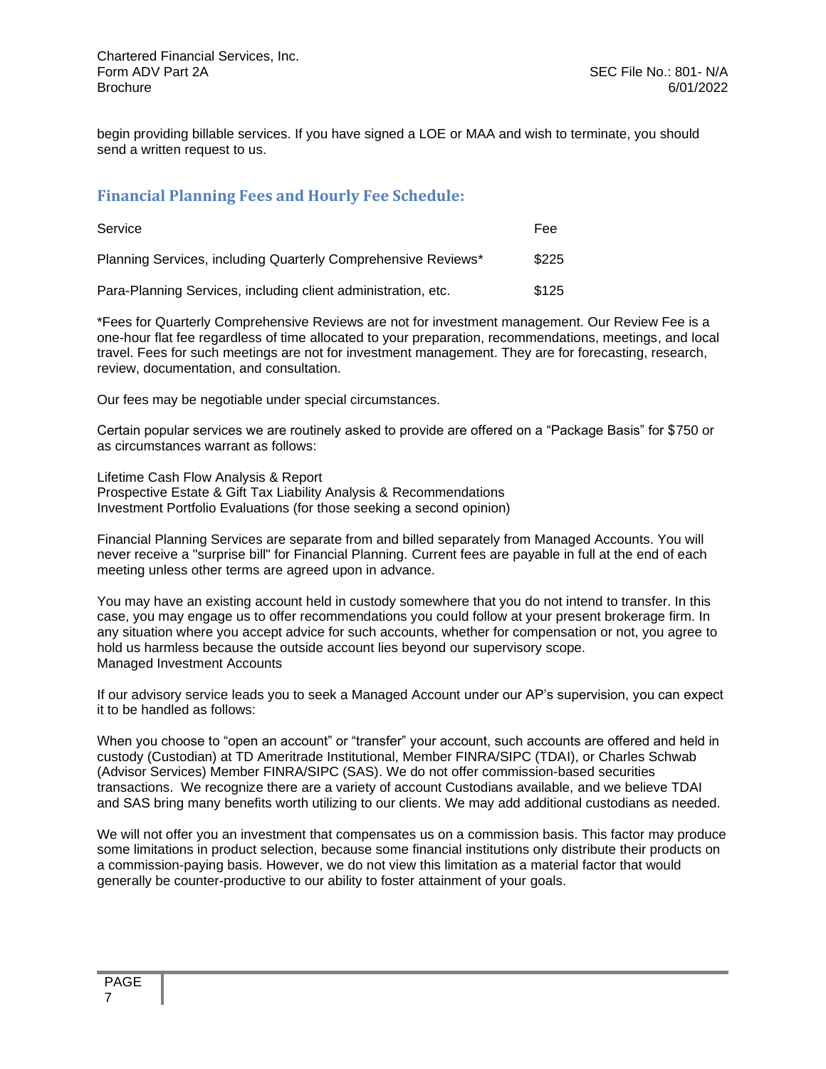begin providing billable services. If you have signed a LOE or MAA and wish to terminate, you should send a written request to us.

## Financial Planning Fees and Hourly Fee Schedule:

| Service | Fee |
|---|---|
| Planning Services, including Quarterly Comprehensive Reviews* | $225 |
| Para-Planning Services, including client administration, etc. | $125 |

*Fees for Quarterly Comprehensive Reviews are not for investment management. Our Review Fee is a one-hour flat fee regardless of time allocated to your preparation, recommendations, meetings, and local travel. Fees for such meetings are not for investment management. They are for forecasting, research, review, documentation, and consultation.

Our fees may be negotiable under special circumstances.

Certain popular services we are routinely asked to provide are offered on a "Package Basis" for $750 or as circumstances warrant as follows:

Lifetime Cash Flow Analysis & Report
Prospective Estate & Gift Tax Liability Analysis & Recommendations
Investment Portfolio Evaluations (for those seeking a second opinion)

Financial Planning Services are separate from and billed separately from Managed Accounts. You will never receive a "surprise bill" for Financial Planning. Current fees are payable in full at the end of each meeting unless other terms are agreed upon in advance.

You may have an existing account held in custody somewhere that you do not intend to transfer. In this case, you may engage us to offer recommendations you could follow at your present brokerage firm. In any situation where you accept advice for such accounts, whether for compensation or not, you agree to hold us harmless because the outside account lies beyond our supervisory scope.
Managed Investment Accounts

If our advisory service leads you to seek a Managed Account under our AP's supervision, you can expect it to be handled as follows:

When you choose to "open an account" or "transfer" your account, such accounts are offered and held in custody (Custodian) at TD Ameritrade Institutional, Member FINRA/SIPC (TDAI), or Charles Schwab (Advisor Services) Member FINRA/SIPC (SAS). We do not offer commission-based securities transactions. We recognize there are a variety of account Custodians available, and we believe TDAI and SAS bring many benefits worth utilizing to our clients. We may add additional custodians as needed.

We will not offer you an investment that compensates us on a commission basis. This factor may produce some limitations in product selection, because some financial institutions only distribute their products on a commission-paying basis. However, we do not view this limitation as a material factor that would generally be counter-productive to our ability to foster attainment of your goals.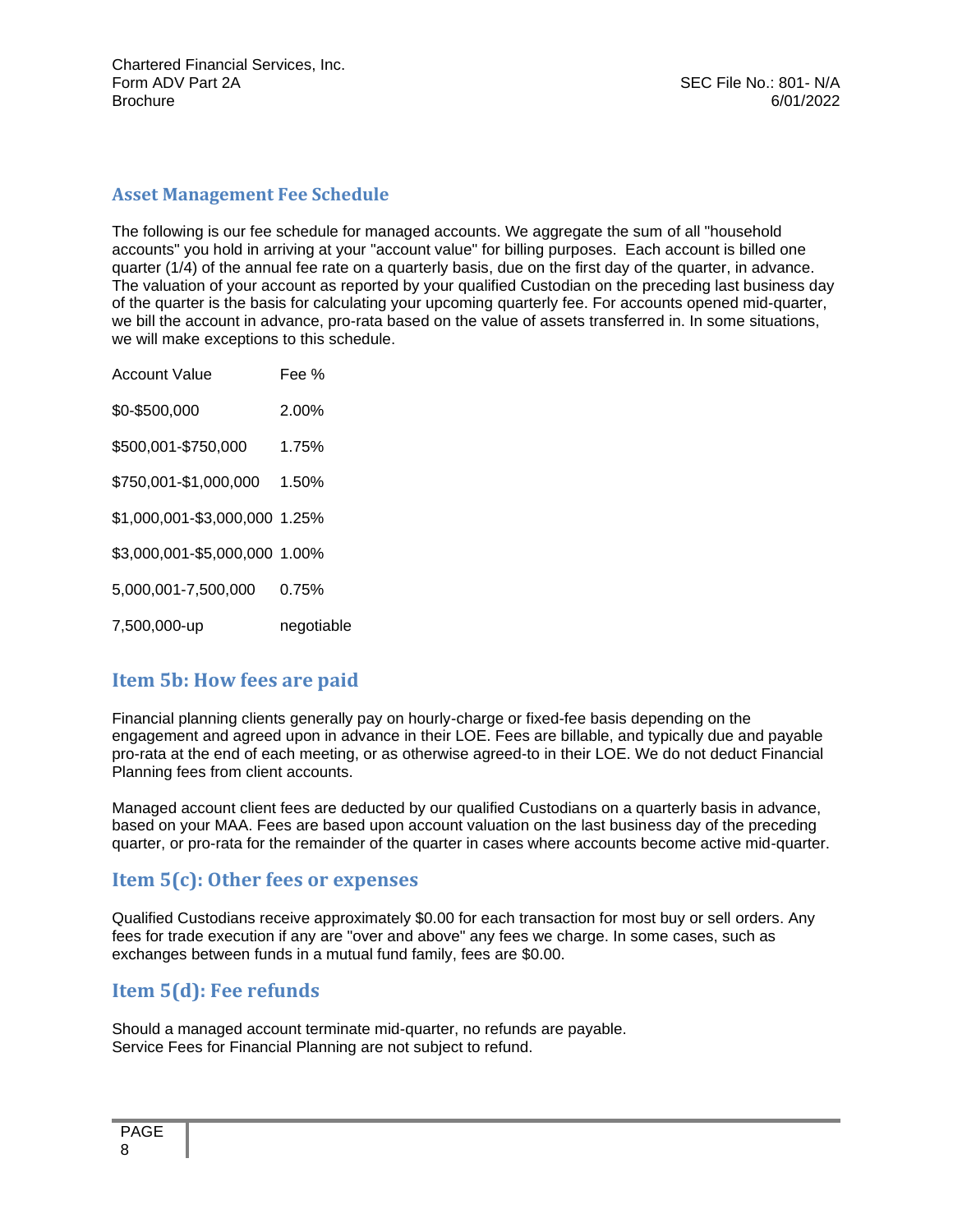## Asset Management Fee Schedule

The following is our fee schedule for managed accounts. We aggregate the sum of all "household accounts" you hold in arriving at your "account value" for billing purposes. Each account is billed one quarter (1/4) of the annual fee rate on a quarterly basis, due on the first day of the quarter, in advance. The valuation of your account as reported by your qualified Custodian on the preceding last business day of the quarter is the basis for calculating your upcoming quarterly fee. For accounts opened mid-quarter, we bill the account in advance, pro-rata based on the value of assets transferred in. In some situations, we will make exceptions to this schedule.

| Account Value | Fee % |
|---|---|
| $0-$500,000 | 2.00% |
| $500,001-$750,000 | 1.75% |
| $750,001-$1,000,000 | 1.50% |
| $1,000,001-$3,000,000 | 1.25% |
| $3,000,001-$5,000,000 | 1.00% |
| 5,000,001-7,500,000 | 0.75% |
| 7,500,000-up | negotiable |

## Item 5b: How fees are paid

Financial planning clients generally pay on hourly-charge or fixed-fee basis depending on the engagement and agreed upon in advance in their LOE. Fees are billable, and typically due and payable pro-rata at the end of each meeting, or as otherwise agreed-to in their LOE. We do not deduct Financial Planning fees from client accounts.

Managed account client fees are deducted by our qualified Custodians on a quarterly basis in advance, based on your MAA. Fees are based upon account valuation on the last business day of the preceding quarter, or pro-rata for the remainder of the quarter in cases where accounts become active mid-quarter.

## Item 5(c): Other fees or expenses

Qualified Custodians receive approximately $0.00 for each transaction for most buy or sell orders. Any fees for trade execution if any are "over and above" any fees we charge. In some cases, such as exchanges between funds in a mutual fund family, fees are $0.00.

## Item 5(d): Fee refunds

Should a managed account terminate mid-quarter, no refunds are payable.
Service Fees for Financial Planning are not subject to refund.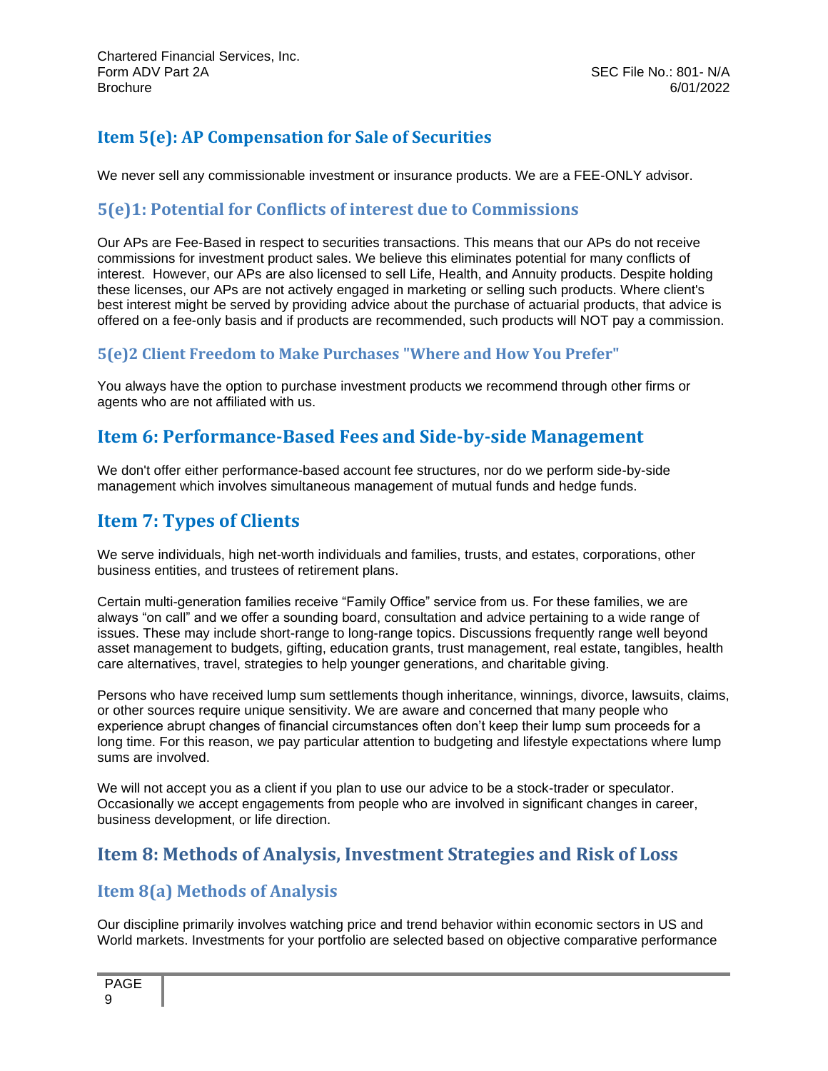## Item 5(e): AP Compensation for Sale of Securities

We never sell any commissionable investment or insurance products. We are a FEE-ONLY advisor.

### 5(e)1: Potential for Conflicts of interest due to Commissions

Our APs are Fee-Based in respect to securities transactions. This means that our APs do not receive commissions for investment product sales. We believe this eliminates potential for many conflicts of interest. However, our APs are also licensed to sell Life, Health, and Annuity products. Despite holding these licenses, our APs are not actively engaged in marketing or selling such products. Where client's best interest might be served by providing advice about the purchase of actuarial products, that advice is offered on a fee-only basis and if products are recommended, such products will NOT pay a commission.

#### 5(e)2 Client Freedom to Make Purchases "Where and How You Prefer"

You always have the option to purchase investment products we recommend through other firms or agents who are not affiliated with us.

## Item 6: Performance-Based Fees and Side-by-side Management

We don't offer either performance-based account fee structures, nor do we perform side-by-side management which involves simultaneous management of mutual funds and hedge funds.

## Item 7: Types of Clients

We serve individuals, high net-worth individuals and families, trusts, and estates, corporations, other business entities, and trustees of retirement plans.

Certain multi-generation families receive “Family Office” service from us. For these families, we are always “on call” and we offer a sounding board, consultation and advice pertaining to a wide range of issues. These may include short-range to long-range topics. Discussions frequently range well beyond asset management to budgets, gifting, education grants, trust management, real estate, tangibles, health care alternatives, travel, strategies to help younger generations, and charitable giving.

Persons who have received lump sum settlements though inheritance, winnings, divorce, lawsuits, claims, or other sources require unique sensitivity. We are aware and concerned that many people who experience abrupt changes of financial circumstances often don’t keep their lump sum proceeds for a long time. For this reason, we pay particular attention to budgeting and lifestyle expectations where lump sums are involved.

We will not accept you as a client if you plan to use our advice to be a stock-trader or speculator. Occasionally we accept engagements from people who are involved in significant changes in career, business development, or life direction.

## Item 8: Methods of Analysis, Investment Strategies and Risk of Loss

### Item 8(a) Methods of Analysis

Our discipline primarily involves watching price and trend behavior within economic sectors in US and World markets. Investments for your portfolio are selected based on objective comparative performance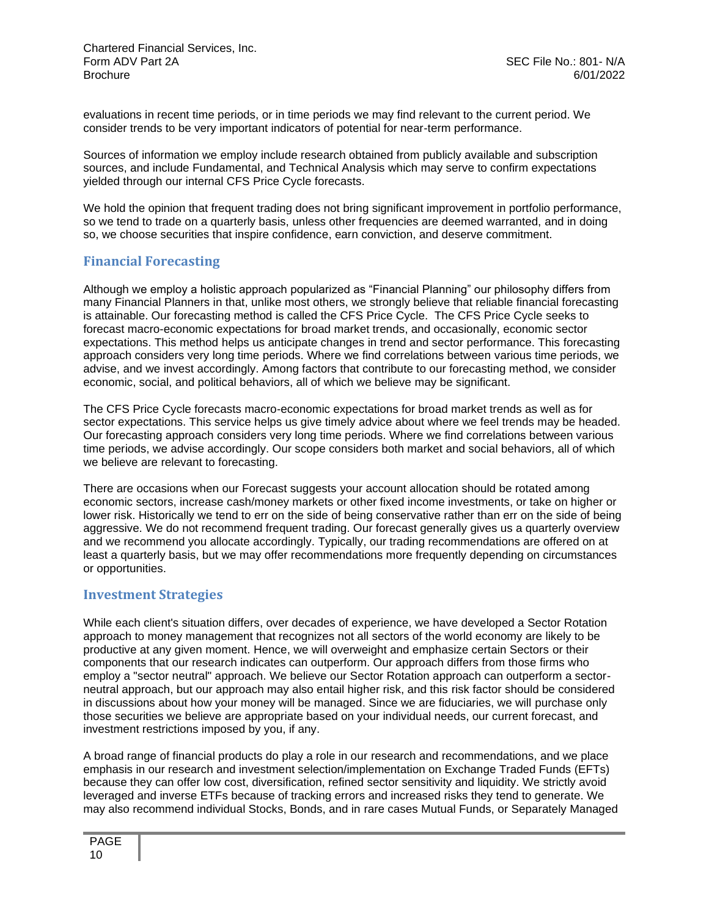evaluations in recent time periods, or in time periods we may find relevant to the current period. We consider trends to be very important indicators of potential for near-term performance.

Sources of information we employ include research obtained from publicly available and subscription sources, and include Fundamental, and Technical Analysis which may serve to confirm expectations yielded through our internal CFS Price Cycle forecasts.

We hold the opinion that frequent trading does not bring significant improvement in portfolio performance, so we tend to trade on a quarterly basis, unless other frequencies are deemed warranted, and in doing so, we choose securities that inspire confidence, earn conviction, and deserve commitment.

## Financial Forecasting

Although we employ a holistic approach popularized as "Financial Planning" our philosophy differs from many Financial Planners in that, unlike most others, we strongly believe that reliable financial forecasting is attainable. Our forecasting method is called the CFS Price Cycle. The CFS Price Cycle seeks to forecast macro-economic expectations for broad market trends, and occasionally, economic sector expectations. This method helps us anticipate changes in trend and sector performance. This forecasting approach considers very long time periods. Where we find correlations between various time periods, we advise, and we invest accordingly. Among factors that contribute to our forecasting method, we consider economic, social, and political behaviors, all of which we believe may be significant.

The CFS Price Cycle forecasts macro-economic expectations for broad market trends as well as for sector expectations. This service helps us give timely advice about where we feel trends may be headed. Our forecasting approach considers very long time periods. Where we find correlations between various time periods, we advise accordingly. Our scope considers both market and social behaviors, all of which we believe are relevant to forecasting.

There are occasions when our Forecast suggests your account allocation should be rotated among economic sectors, increase cash/money markets or other fixed income investments, or take on higher or lower risk. Historically we tend to err on the side of being conservative rather than err on the side of being aggressive. We do not recommend frequent trading. Our forecast generally gives us a quarterly overview and we recommend you allocate accordingly. Typically, our trading recommendations are offered on at least a quarterly basis, but we may offer recommendations more frequently depending on circumstances or opportunities.

## Investment Strategies

While each client's situation differs, over decades of experience, we have developed a Sector Rotation approach to money management that recognizes not all sectors of the world economy are likely to be productive at any given moment. Hence, we will overweight and emphasize certain Sectors or their components that our research indicates can outperform. Our approach differs from those firms who employ a "sector neutral" approach. We believe our Sector Rotation approach can outperform a sector-neutral approach, but our approach may also entail higher risk, and this risk factor should be considered in discussions about how your money will be managed. Since we are fiduciaries, we will purchase only those securities we believe are appropriate based on your individual needs, our current forecast, and investment restrictions imposed by you, if any.

A broad range of financial products do play a role in our research and recommendations, and we place emphasis in our research and investment selection/implementation on Exchange Traded Funds (EFTs) because they can offer low cost, diversification, refined sector sensitivity and liquidity. We strictly avoid leveraged and inverse ETFs because of tracking errors and increased risks they tend to generate. We may also recommend individual Stocks, Bonds, and in rare cases Mutual Funds, or Separately Managed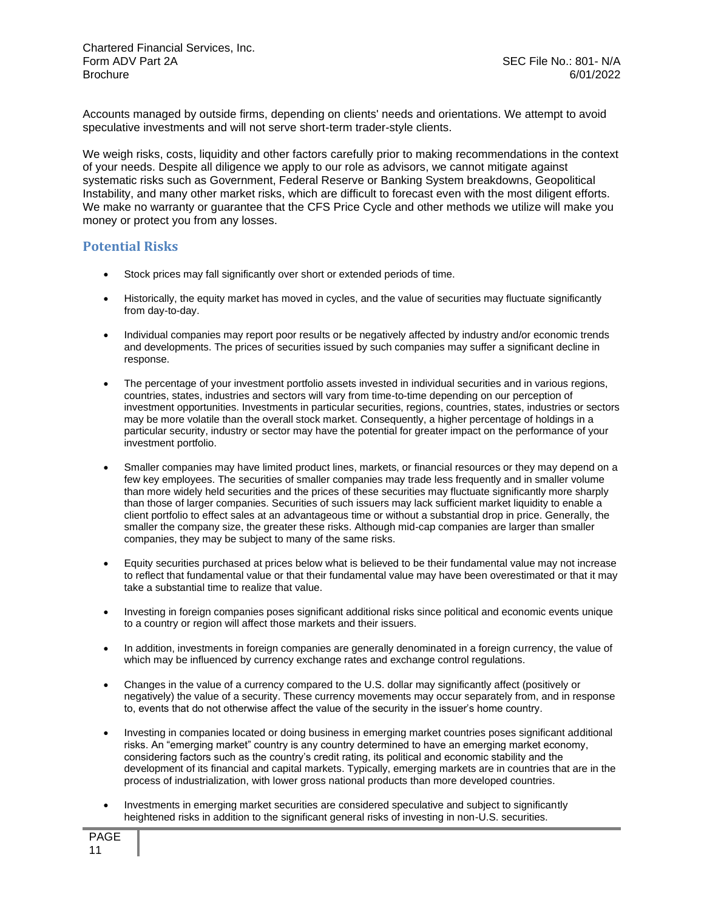Accounts managed by outside firms, depending on clients' needs and orientations. We attempt to avoid speculative investments and will not serve short-term trader-style clients.

We weigh risks, costs, liquidity and other factors carefully prior to making recommendations in the context of your needs. Despite all diligence we apply to our role as advisors, we cannot mitigate against systematic risks such as Government, Federal Reserve or Banking System breakdowns, Geopolitical Instability, and many other market risks, which are difficult to forecast even with the most diligent efforts. We make no warranty or guarantee that the CFS Price Cycle and other methods we utilize will make you money or protect you from any losses.

## Potential Risks

- Stock prices may fall significantly over short or extended periods of time.
- Historically, the equity market has moved in cycles, and the value of securities may fluctuate significantly from day-to-day.
- Individual companies may report poor results or be negatively affected by industry and/or economic trends and developments. The prices of securities issued by such companies may suffer a significant decline in response.
- The percentage of your investment portfolio assets invested in individual securities and in various regions, countries, states, industries and sectors will vary from time-to-time depending on our perception of investment opportunities. Investments in particular securities, regions, countries, states, industries or sectors may be more volatile than the overall stock market. Consequently, a higher percentage of holdings in a particular security, industry or sector may have the potential for greater impact on the performance of your investment portfolio.
- Smaller companies may have limited product lines, markets, or financial resources or they may depend on a few key employees. The securities of smaller companies may trade less frequently and in smaller volume than more widely held securities and the prices of these securities may fluctuate significantly more sharply than those of larger companies. Securities of such issuers may lack sufficient market liquidity to enable a client portfolio to effect sales at an advantageous time or without a substantial drop in price. Generally, the smaller the company size, the greater these risks. Although mid-cap companies are larger than smaller companies, they may be subject to many of the same risks.
- Equity securities purchased at prices below what is believed to be their fundamental value may not increase to reflect that fundamental value or that their fundamental value may have been overestimated or that it may take a substantial time to realize that value.
- Investing in foreign companies poses significant additional risks since political and economic events unique to a country or region will affect those markets and their issuers.
- In addition, investments in foreign companies are generally denominated in a foreign currency, the value of which may be influenced by currency exchange rates and exchange control regulations.
- Changes in the value of a currency compared to the U.S. dollar may significantly affect (positively or negatively) the value of a security. These currency movements may occur separately from, and in response to, events that do not otherwise affect the value of the security in the issuer's home country.
- Investing in companies located or doing business in emerging market countries poses significant additional risks. An "emerging market" country is any country determined to have an emerging market economy, considering factors such as the country's credit rating, its political and economic stability and the development of its financial and capital markets. Typically, emerging markets are in countries that are in the process of industrialization, with lower gross national products than more developed countries.
- Investments in emerging market securities are considered speculative and subject to significantly heightened risks in addition to the significant general risks of investing in non-U.S. securities.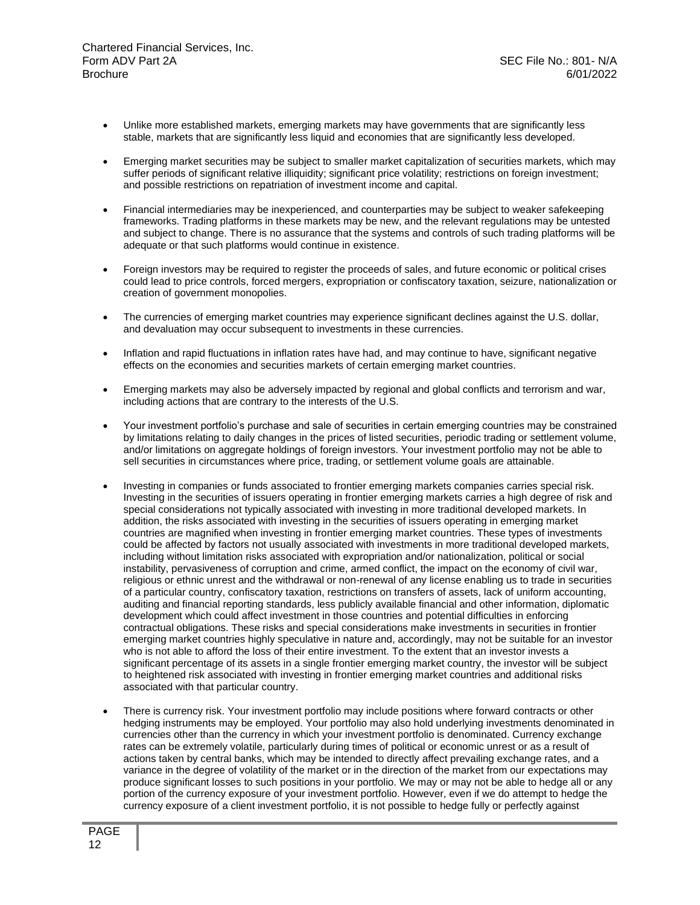- Unlike more established markets, emerging markets may have governments that are significantly less stable, markets that are significantly less liquid and economies that are significantly less developed.

- Emerging market securities may be subject to smaller market capitalization of securities markets, which may suffer periods of significant relative illiquidity; significant price volatility; restrictions on foreign investment; and possible restrictions on repatriation of investment income and capital.

- Financial intermediaries may be inexperienced, and counterparties may be subject to weaker safekeeping frameworks. Trading platforms in these markets may be new, and the relevant regulations may be untested and subject to change. There is no assurance that the systems and controls of such trading platforms will be adequate or that such platforms would continue in existence.

- Foreign investors may be required to register the proceeds of sales, and future economic or political crises could lead to price controls, forced mergers, expropriation or confiscatory taxation, seizure, nationalization or creation of government monopolies.

- The currencies of emerging market countries may experience significant declines against the U.S. dollar, and devaluation may occur subsequent to investments in these currencies.

- Inflation and rapid fluctuations in inflation rates have had, and may continue to have, significant negative effects on the economies and securities markets of certain emerging market countries.

- Emerging markets may also be adversely impacted by regional and global conflicts and terrorism and war, including actions that are contrary to the interests of the U.S.

- Your investment portfolio's purchase and sale of securities in certain emerging countries may be constrained by limitations relating to daily changes in the prices of listed securities, periodic trading or settlement volume, and/or limitations on aggregate holdings of foreign investors. Your investment portfolio may not be able to sell securities in circumstances where price, trading, or settlement volume goals are attainable.

- Investing in companies or funds associated to frontier emerging markets companies carries special risk. Investing in the securities of issuers operating in frontier emerging markets carries a high degree of risk and special considerations not typically associated with investing in more traditional developed markets. In addition, the risks associated with investing in the securities of issuers operating in emerging market countries are magnified when investing in frontier emerging market countries. These types of investments could be affected by factors not usually associated with investments in more traditional developed markets, including without limitation risks associated with expropriation and/or nationalization, political or social instability, pervasiveness of corruption and crime, armed conflict, the impact on the economy of civil war, religious or ethnic unrest and the withdrawal or non-renewal of any license enabling us to trade in securities of a particular country, confiscatory taxation, restrictions on transfers of assets, lack of uniform accounting, auditing and financial reporting standards, less publicly available financial and other information, diplomatic development which could affect investment in those countries and potential difficulties in enforcing contractual obligations. These risks and special considerations make investments in securities in frontier emerging market countries highly speculative in nature and, accordingly, may not be suitable for an investor who is not able to afford the loss of their entire investment. To the extent that an investor invests a significant percentage of its assets in a single frontier emerging market country, the investor will be subject to heightened risk associated with investing in frontier emerging market countries and additional risks associated with that particular country.

- There is currency risk. Your investment portfolio may include positions where forward contracts or other hedging instruments may be employed. Your portfolio may also hold underlying investments denominated in currencies other than the currency in which your investment portfolio is denominated. Currency exchange rates can be extremely volatile, particularly during times of political or economic unrest or as a result of actions taken by central banks, which may be intended to directly affect prevailing exchange rates, and a variance in the degree of volatility of the market or in the direction of the market from our expectations may produce significant losses to such positions in your portfolio. We may or may not be able to hedge all or any portion of the currency exposure of your investment portfolio. However, even if we do attempt to hedge the currency exposure of a client investment portfolio, it is not possible to hedge fully or perfectly against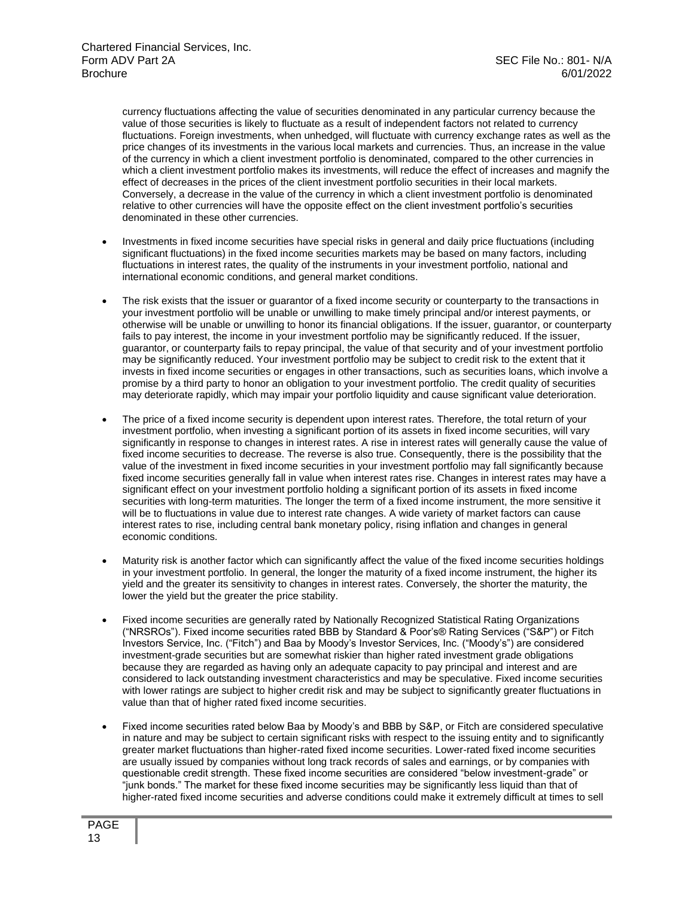currency fluctuations affecting the value of securities denominated in any particular currency because the value of those securities is likely to fluctuate as a result of independent factors not related to currency fluctuations. Foreign investments, when unhedged, will fluctuate with currency exchange rates as well as the price changes of its investments in the various local markets and currencies. Thus, an increase in the value of the currency in which a client investment portfolio is denominated, compared to the other currencies in which a client investment portfolio makes its investments, will reduce the effect of increases and magnify the effect of decreases in the prices of the client investment portfolio securities in their local markets. Conversely, a decrease in the value of the currency in which a client investment portfolio is denominated relative to other currencies will have the opposite effect on the client investment portfolio's securities denominated in these other currencies.

- Investments in fixed income securities have special risks in general and daily price fluctuations (including significant fluctuations) in the fixed income securities markets may be based on many factors, including fluctuations in interest rates, the quality of the instruments in your investment portfolio, national and international economic conditions, and general market conditions.

- The risk exists that the issuer or guarantor of a fixed income security or counterparty to the transactions in your investment portfolio will be unable or unwilling to make timely principal and/or interest payments, or otherwise will be unable or unwilling to honor its financial obligations. If the issuer, guarantor, or counterparty fails to pay interest, the income in your investment portfolio may be significantly reduced. If the issuer, guarantor, or counterparty fails to repay principal, the value of that security and of your investment portfolio may be significantly reduced. Your investment portfolio may be subject to credit risk to the extent that it invests in fixed income securities or engages in other transactions, such as securities loans, which involve a promise by a third party to honor an obligation to your investment portfolio. The credit quality of securities may deteriorate rapidly, which may impair your portfolio liquidity and cause significant value deterioration.

- The price of a fixed income security is dependent upon interest rates. Therefore, the total return of your investment portfolio, when investing a significant portion of its assets in fixed income securities, will vary significantly in response to changes in interest rates. A rise in interest rates will generally cause the value of fixed income securities to decrease. The reverse is also true. Consequently, there is the possibility that the value of the investment in fixed income securities in your investment portfolio may fall significantly because fixed income securities generally fall in value when interest rates rise. Changes in interest rates may have a significant effect on your investment portfolio holding a significant portion of its assets in fixed income securities with long-term maturities. The longer the term of a fixed income instrument, the more sensitive it will be to fluctuations in value due to interest rate changes. A wide variety of market factors can cause interest rates to rise, including central bank monetary policy, rising inflation and changes in general economic conditions.

- Maturity risk is another factor which can significantly affect the value of the fixed income securities holdings in your investment portfolio. In general, the longer the maturity of a fixed income instrument, the higher its yield and the greater its sensitivity to changes in interest rates. Conversely, the shorter the maturity, the lower the yield but the greater the price stability.

- Fixed income securities are generally rated by Nationally Recognized Statistical Rating Organizations ("NRSROs"). Fixed income securities rated BBB by Standard & Poor's® Rating Services ("S&P") or Fitch Investors Service, Inc. ("Fitch") and Baa by Moody's Investor Services, Inc. ("Moody's") are considered investment-grade securities but are somewhat riskier than higher rated investment grade obligations because they are regarded as having only an adequate capacity to pay principal and interest and are considered to lack outstanding investment characteristics and may be speculative. Fixed income securities with lower ratings are subject to higher credit risk and may be subject to significantly greater fluctuations in value than that of higher rated fixed income securities.

- Fixed income securities rated below Baa by Moody's and BBB by S&P, or Fitch are considered speculative in nature and may be subject to certain significant risks with respect to the issuing entity and to significantly greater market fluctuations than higher-rated fixed income securities. Lower-rated fixed income securities are usually issued by companies without long track records of sales and earnings, or by companies with questionable credit strength. These fixed income securities are considered "below investment-grade" or "junk bonds." The market for these fixed income securities may be significantly less liquid than that of higher-rated fixed income securities and adverse conditions could make it extremely difficult at times to sell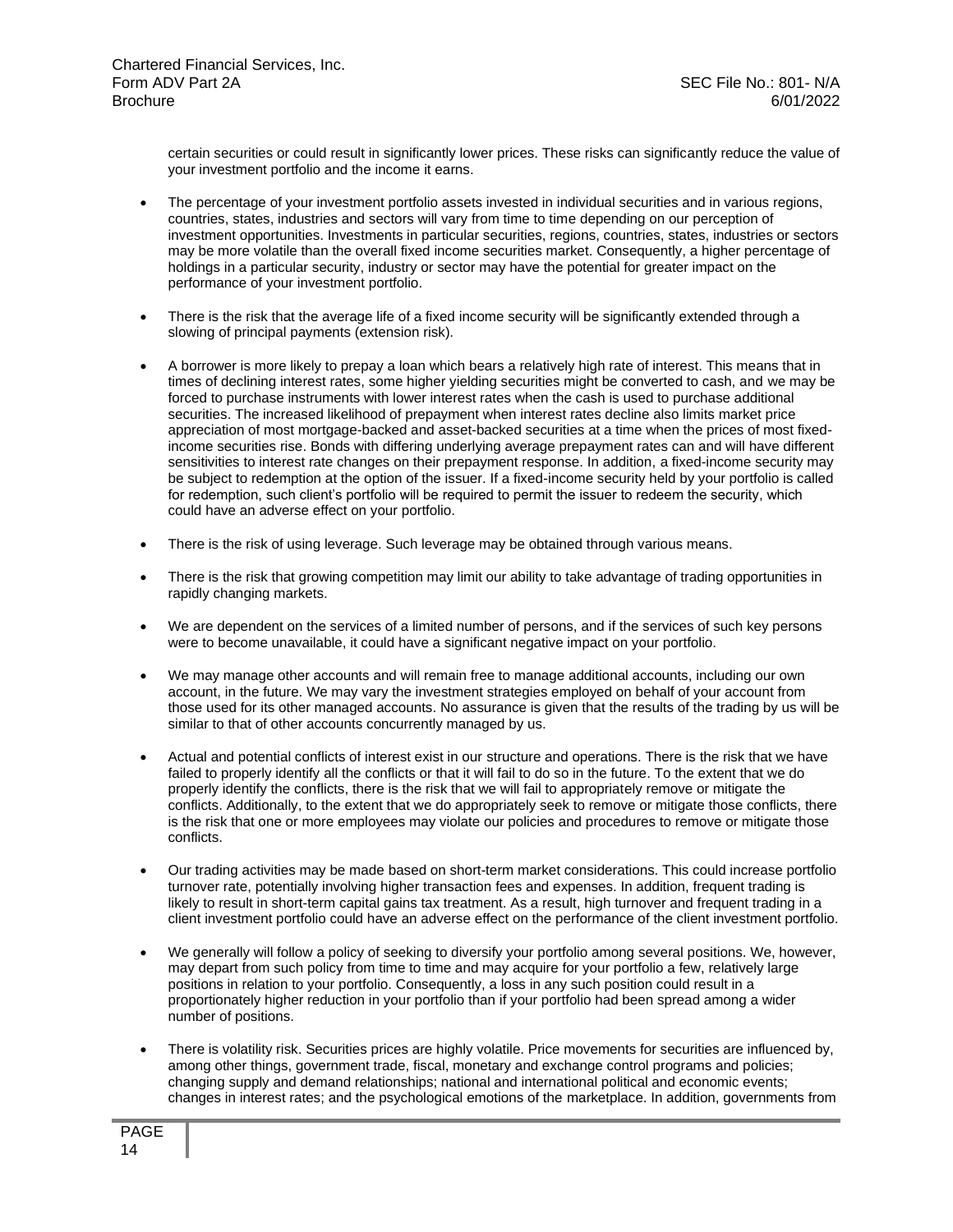certain securities or could result in significantly lower prices. These risks can significantly reduce the value of your investment portfolio and the income it earns.

- The percentage of your investment portfolio assets invested in individual securities and in various regions, countries, states, industries and sectors will vary from time to time depending on our perception of investment opportunities. Investments in particular securities, regions, countries, states, industries or sectors may be more volatile than the overall fixed income securities market. Consequently, a higher percentage of holdings in a particular security, industry or sector may have the potential for greater impact on the performance of your investment portfolio.

- There is the risk that the average life of a fixed income security will be significantly extended through a slowing of principal payments (extension risk).

- A borrower is more likely to prepay a loan which bears a relatively high rate of interest. This means that in times of declining interest rates, some higher yielding securities might be converted to cash, and we may be forced to purchase instruments with lower interest rates when the cash is used to purchase additional securities. The increased likelihood of prepayment when interest rates decline also limits market price appreciation of most mortgage-backed and asset-backed securities at a time when the prices of most fixed-income securities rise. Bonds with differing underlying average prepayment rates can and will have different sensitivities to interest rate changes on their prepayment response. In addition, a fixed-income security may be subject to redemption at the option of the issuer. If a fixed-income security held by your portfolio is called for redemption, such client's portfolio will be required to permit the issuer to redeem the security, which could have an adverse effect on your portfolio.

- There is the risk of using leverage. Such leverage may be obtained through various means.

- There is the risk that growing competition may limit our ability to take advantage of trading opportunities in rapidly changing markets.

- We are dependent on the services of a limited number of persons, and if the services of such key persons were to become unavailable, it could have a significant negative impact on your portfolio.

- We may manage other accounts and will remain free to manage additional accounts, including our own account, in the future. We may vary the investment strategies employed on behalf of your account from those used for its other managed accounts. No assurance is given that the results of the trading by us will be similar to that of other accounts concurrently managed by us.

- Actual and potential conflicts of interest exist in our structure and operations. There is the risk that we have failed to properly identify all the conflicts or that it will fail to do so in the future. To the extent that we do properly identify the conflicts, there is the risk that we will fail to appropriately remove or mitigate the conflicts. Additionally, to the extent that we do appropriately seek to remove or mitigate those conflicts, there is the risk that one or more employees may violate our policies and procedures to remove or mitigate those conflicts.

- Our trading activities may be made based on short-term market considerations. This could increase portfolio turnover rate, potentially involving higher transaction fees and expenses. In addition, frequent trading is likely to result in short-term capital gains tax treatment. As a result, high turnover and frequent trading in a client investment portfolio could have an adverse effect on the performance of the client investment portfolio.

- We generally will follow a policy of seeking to diversify your portfolio among several positions. We, however, may depart from such policy from time to time and may acquire for your portfolio a few, relatively large positions in relation to your portfolio. Consequently, a loss in any such position could result in a proportionately higher reduction in your portfolio than if your portfolio had been spread among a wider number of positions.

- There is volatility risk. Securities prices are highly volatile. Price movements for securities are influenced by, among other things, government trade, fiscal, monetary and exchange control programs and policies; changing supply and demand relationships; national and international political and economic events; changes in interest rates; and the psychological emotions of the marketplace. In addition, governments from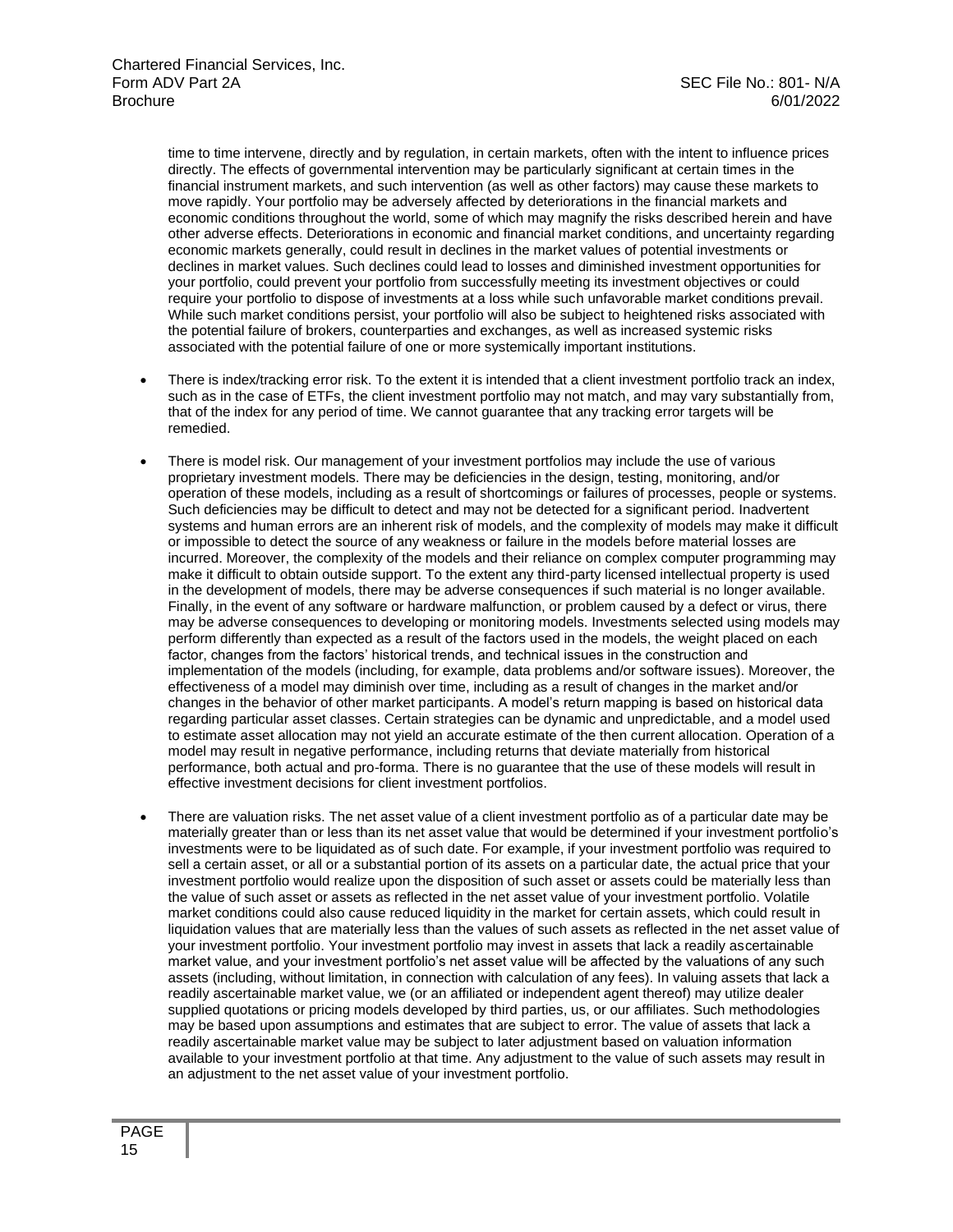time to time intervene, directly and by regulation, in certain markets, often with the intent to influence prices directly. The effects of governmental intervention may be particularly significant at certain times in the financial instrument markets, and such intervention (as well as other factors) may cause these markets to move rapidly. Your portfolio may be adversely affected by deteriorations in the financial markets and economic conditions throughout the world, some of which may magnify the risks described herein and have other adverse effects. Deteriorations in economic and financial market conditions, and uncertainty regarding economic markets generally, could result in declines in the market values of potential investments or declines in market values. Such declines could lead to losses and diminished investment opportunities for your portfolio, could prevent your portfolio from successfully meeting its investment objectives or could require your portfolio to dispose of investments at a loss while such unfavorable market conditions prevail. While such market conditions persist, your portfolio will also be subject to heightened risks associated with the potential failure of brokers, counterparties and exchanges, as well as increased systemic risks associated with the potential failure of one or more systemically important institutions.

- There is index/tracking error risk. To the extent it is intended that a client investment portfolio track an index, such as in the case of ETFs, the client investment portfolio may not match, and may vary substantially from, that of the index for any period of time. We cannot guarantee that any tracking error targets will be remedied.

- There is model risk. Our management of your investment portfolios may include the use of various proprietary investment models. There may be deficiencies in the design, testing, monitoring, and/or operation of these models, including as a result of shortcomings or failures of processes, people or systems. Such deficiencies may be difficult to detect and may not be detected for a significant period. Inadvertent systems and human errors are an inherent risk of models, and the complexity of models may make it difficult or impossible to detect the source of any weakness or failure in the models before material losses are incurred. Moreover, the complexity of the models and their reliance on complex computer programming may make it difficult to obtain outside support. To the extent any third-party licensed intellectual property is used in the development of models, there may be adverse consequences if such material is no longer available. Finally, in the event of any software or hardware malfunction, or problem caused by a defect or virus, there may be adverse consequences to developing or monitoring models. Investments selected using models may perform differently than expected as a result of the factors used in the models, the weight placed on each factor, changes from the factors' historical trends, and technical issues in the construction and implementation of the models (including, for example, data problems and/or software issues). Moreover, the effectiveness of a model may diminish over time, including as a result of changes in the market and/or changes in the behavior of other market participants. A model's return mapping is based on historical data regarding particular asset classes. Certain strategies can be dynamic and unpredictable, and a model used to estimate asset allocation may not yield an accurate estimate of the then current allocation. Operation of a model may result in negative performance, including returns that deviate materially from historical performance, both actual and pro-forma. There is no guarantee that the use of these models will result in effective investment decisions for client investment portfolios.

- There are valuation risks. The net asset value of a client investment portfolio as of a particular date may be materially greater than or less than its net asset value that would be determined if your investment portfolio's investments were to be liquidated as of such date. For example, if your investment portfolio was required to sell a certain asset, or all or a substantial portion of its assets on a particular date, the actual price that your investment portfolio would realize upon the disposition of such asset or assets could be materially less than the value of such asset or assets as reflected in the net asset value of your investment portfolio. Volatile market conditions could also cause reduced liquidity in the market for certain assets, which could result in liquidation values that are materially less than the values of such assets as reflected in the net asset value of your investment portfolio. Your investment portfolio may invest in assets that lack a readily ascertainable market value, and your investment portfolio's net asset value will be affected by the valuations of any such assets (including, without limitation, in connection with calculation of any fees). In valuing assets that lack a readily ascertainable market value, we (or an affiliated or independent agent thereof) may utilize dealer supplied quotations or pricing models developed by third parties, us, or our affiliates. Such methodologies may be based upon assumptions and estimates that are subject to error. The value of assets that lack a readily ascertainable market value may be subject to later adjustment based on valuation information available to your investment portfolio at that time. Any adjustment to the value of such assets may result in an adjustment to the net asset value of your investment portfolio.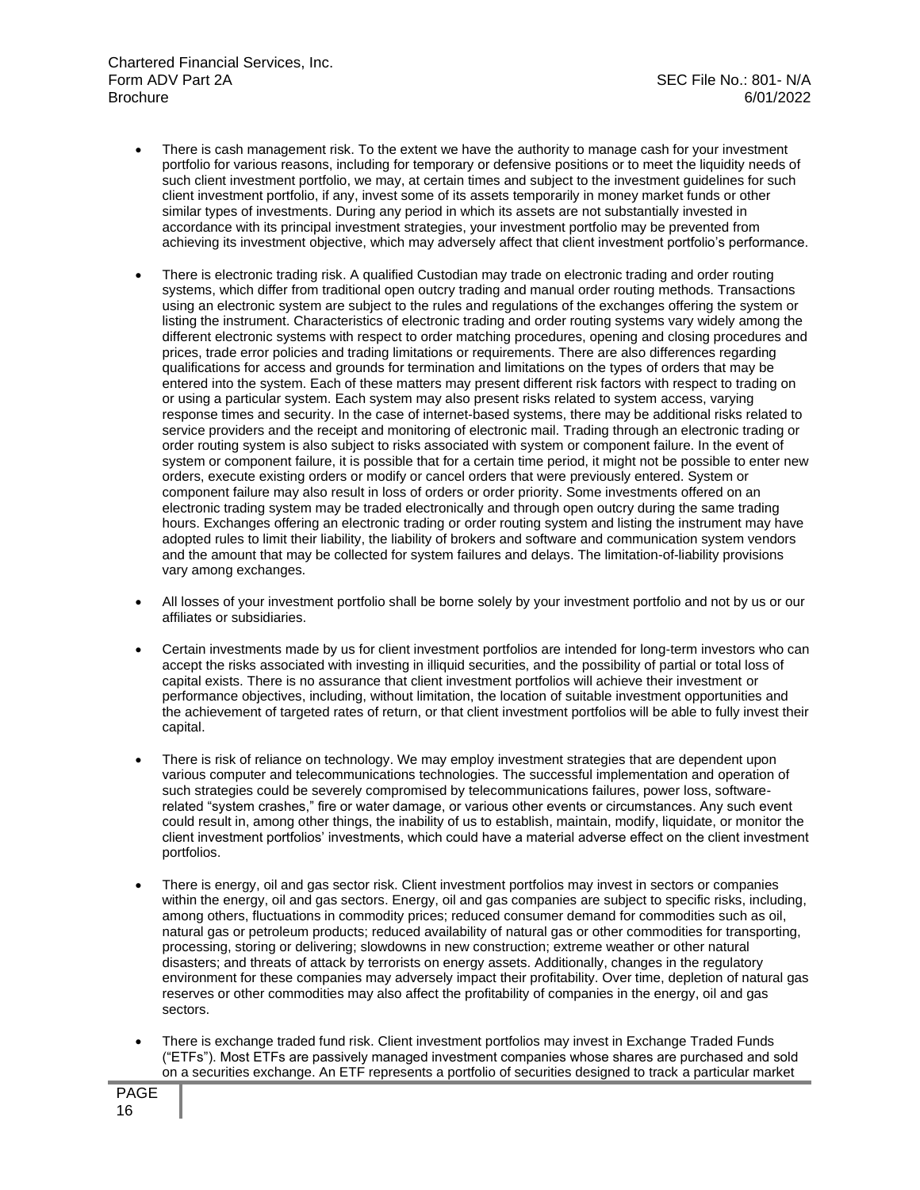- There is cash management risk. To the extent we have the authority to manage cash for your investment portfolio for various reasons, including for temporary or defensive positions or to meet the liquidity needs of such client investment portfolio, we may, at certain times and subject to the investment guidelines for such client investment portfolio, if any, invest some of its assets temporarily in money market funds or other similar types of investments. During any period in which its assets are not substantially invested in accordance with its principal investment strategies, your investment portfolio may be prevented from achieving its investment objective, which may adversely affect that client investment portfolio's performance.

- There is electronic trading risk. A qualified Custodian may trade on electronic trading and order routing systems, which differ from traditional open outcry trading and manual order routing methods. Transactions using an electronic system are subject to the rules and regulations of the exchanges offering the system or listing the instrument. Characteristics of electronic trading and order routing systems vary widely among the different electronic systems with respect to order matching procedures, opening and closing procedures and prices, trade error policies and trading limitations or requirements. There are also differences regarding qualifications for access and grounds for termination and limitations on the types of orders that may be entered into the system. Each of these matters may present different risk factors with respect to trading on or using a particular system. Each system may also present risks related to system access, varying response times and security. In the case of internet-based systems, there may be additional risks related to service providers and the receipt and monitoring of electronic mail. Trading through an electronic trading or order routing system is also subject to risks associated with system or component failure. In the event of system or component failure, it is possible that for a certain time period, it might not be possible to enter new orders, execute existing orders or modify or cancel orders that were previously entered. System or component failure may also result in loss of orders or order priority. Some investments offered on an electronic trading system may be traded electronically and through open outcry during the same trading hours. Exchanges offering an electronic trading or order routing system and listing the instrument may have adopted rules to limit their liability, the liability of brokers and software and communication system vendors and the amount that may be collected for system failures and delays. The limitation-of-liability provisions vary among exchanges.

- All losses of your investment portfolio shall be borne solely by your investment portfolio and not by us or our affiliates or subsidiaries.

- Certain investments made by us for client investment portfolios are intended for long-term investors who can accept the risks associated with investing in illiquid securities, and the possibility of partial or total loss of capital exists. There is no assurance that client investment portfolios will achieve their investment or performance objectives, including, without limitation, the location of suitable investment opportunities and the achievement of targeted rates of return, or that client investment portfolios will be able to fully invest their capital.

- There is risk of reliance on technology. We may employ investment strategies that are dependent upon various computer and telecommunications technologies. The successful implementation and operation of such strategies could be severely compromised by telecommunications failures, power loss, software-related "system crashes," fire or water damage, or various other events or circumstances. Any such event could result in, among other things, the inability of us to establish, maintain, modify, liquidate, or monitor the client investment portfolios' investments, which could have a material adverse effect on the client investment portfolios.

- There is energy, oil and gas sector risk. Client investment portfolios may invest in sectors or companies within the energy, oil and gas sectors. Energy, oil and gas companies are subject to specific risks, including, among others, fluctuations in commodity prices; reduced consumer demand for commodities such as oil, natural gas or petroleum products; reduced availability of natural gas or other commodities for transporting, processing, storing or delivering; slowdowns in new construction; extreme weather or other natural disasters; and threats of attack by terrorists on energy assets. Additionally, changes in the regulatory environment for these companies may adversely impact their profitability. Over time, depletion of natural gas reserves or other commodities may also affect the profitability of companies in the energy, oil and gas sectors.

- There is exchange traded fund risk. Client investment portfolios may invest in Exchange Traded Funds ("ETFs"). Most ETFs are passively managed investment companies whose shares are purchased and sold on a securities exchange. An ETF represents a portfolio of securities designed to track a particular market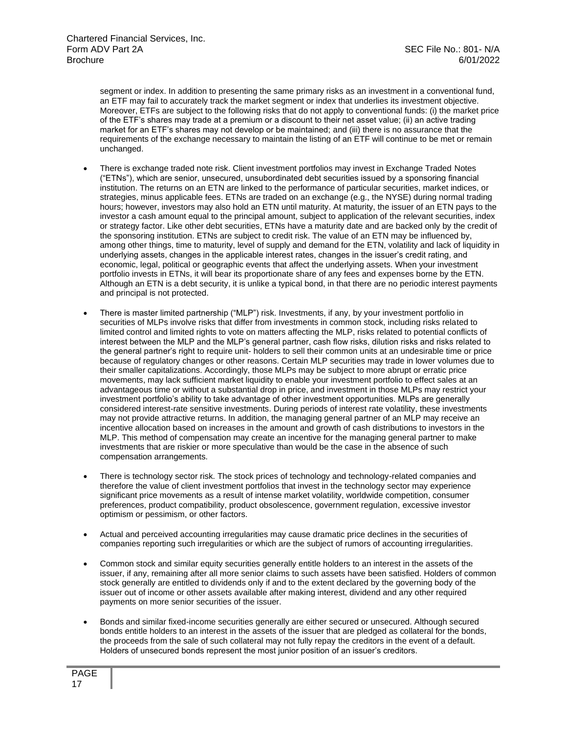segment or index. In addition to presenting the same primary risks as an investment in a conventional fund, an ETF may fail to accurately track the market segment or index that underlies its investment objective. Moreover, ETFs are subject to the following risks that do not apply to conventional funds: (i) the market price of the ETF's shares may trade at a premium or a discount to their net asset value; (ii) an active trading market for an ETF's shares may not develop or be maintained; and (iii) there is no assurance that the requirements of the exchange necessary to maintain the listing of an ETF will continue to be met or remain unchanged.

- There is exchange traded note risk. Client investment portfolios may invest in Exchange Traded Notes ("ETNs"), which are senior, unsecured, unsubordinated debt securities issued by a sponsoring financial institution. The returns on an ETN are linked to the performance of particular securities, market indices, or strategies, minus applicable fees. ETNs are traded on an exchange (e.g., the NYSE) during normal trading hours; however, investors may also hold an ETN until maturity. At maturity, the issuer of an ETN pays to the investor a cash amount equal to the principal amount, subject to application of the relevant securities, index or strategy factor. Like other debt securities, ETNs have a maturity date and are backed only by the credit of the sponsoring institution. ETNs are subject to credit risk. The value of an ETN may be influenced by, among other things, time to maturity, level of supply and demand for the ETN, volatility and lack of liquidity in underlying assets, changes in the applicable interest rates, changes in the issuer's credit rating, and economic, legal, political or geographic events that affect the underlying assets. When your investment portfolio invests in ETNs, it will bear its proportionate share of any fees and expenses borne by the ETN. Although an ETN is a debt security, it is unlike a typical bond, in that there are no periodic interest payments and principal is not protected.

- There is master limited partnership ("MLP") risk. Investments, if any, by your investment portfolio in securities of MLPs involve risks that differ from investments in common stock, including risks related to limited control and limited rights to vote on matters affecting the MLP, risks related to potential conflicts of interest between the MLP and the MLP's general partner, cash flow risks, dilution risks and risks related to the general partner's right to require unit- holders to sell their common units at an undesirable time or price because of regulatory changes or other reasons. Certain MLP securities may trade in lower volumes due to their smaller capitalizations. Accordingly, those MLPs may be subject to more abrupt or erratic price movements, may lack sufficient market liquidity to enable your investment portfolio to effect sales at an advantageous time or without a substantial drop in price, and investment in those MLPs may restrict your investment portfolio's ability to take advantage of other investment opportunities. MLPs are generally considered interest-rate sensitive investments. During periods of interest rate volatility, these investments may not provide attractive returns. In addition, the managing general partner of an MLP may receive an incentive allocation based on increases in the amount and growth of cash distributions to investors in the MLP. This method of compensation may create an incentive for the managing general partner to make investments that are riskier or more speculative than would be the case in the absence of such compensation arrangements.

- There is technology sector risk. The stock prices of technology and technology-related companies and therefore the value of client investment portfolios that invest in the technology sector may experience significant price movements as a result of intense market volatility, worldwide competition, consumer preferences, product compatibility, product obsolescence, government regulation, excessive investor optimism or pessimism, or other factors.

- Actual and perceived accounting irregularities may cause dramatic price declines in the securities of companies reporting such irregularities or which are the subject of rumors of accounting irregularities.

- Common stock and similar equity securities generally entitle holders to an interest in the assets of the issuer, if any, remaining after all more senior claims to such assets have been satisfied. Holders of common stock generally are entitled to dividends only if and to the extent declared by the governing body of the issuer out of income or other assets available after making interest, dividend and any other required payments on more senior securities of the issuer.

- Bonds and similar fixed-income securities generally are either secured or unsecured. Although secured bonds entitle holders to an interest in the assets of the issuer that are pledged as collateral for the bonds, the proceeds from the sale of such collateral may not fully repay the creditors in the event of a default. Holders of unsecured bonds represent the most junior position of an issuer's creditors.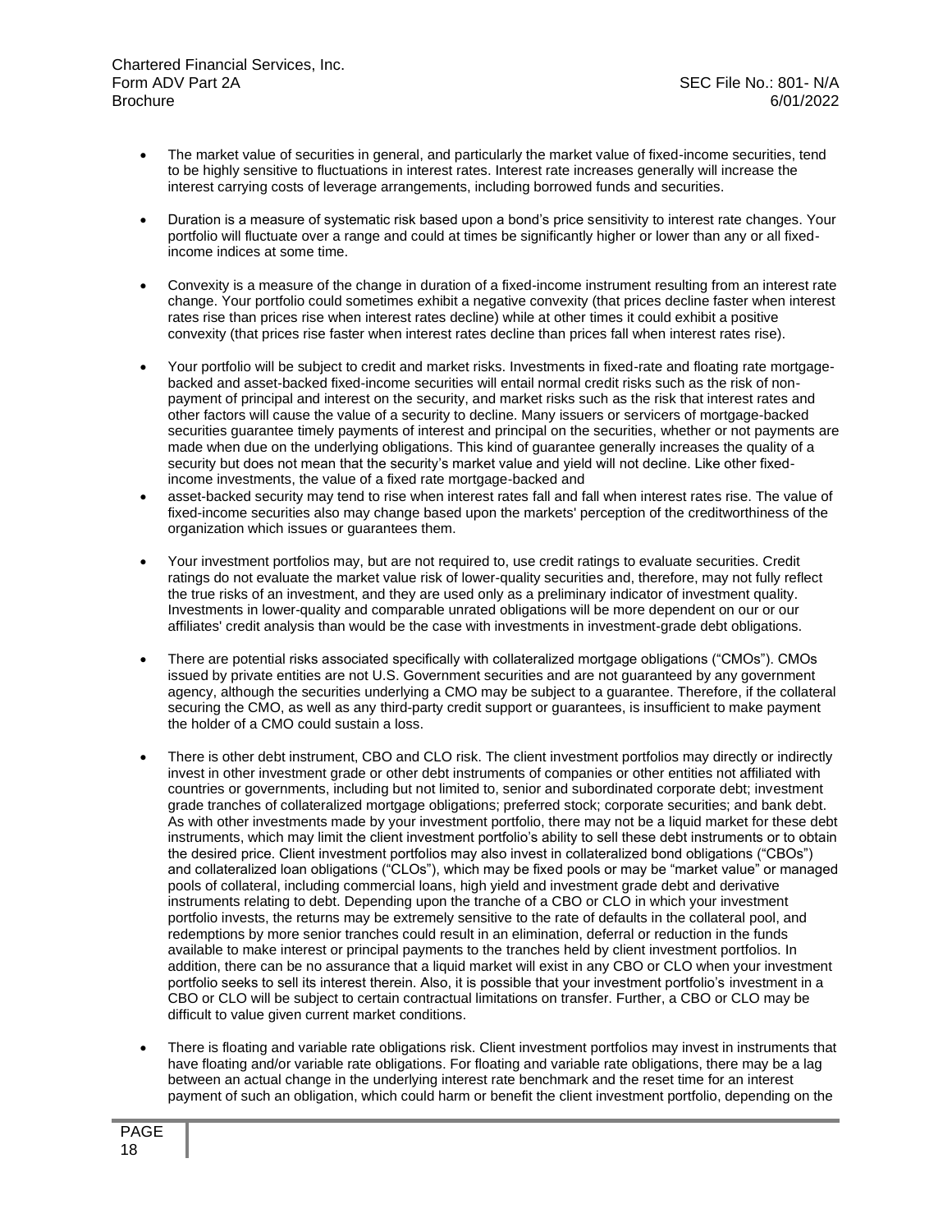- The market value of securities in general, and particularly the market value of fixed-income securities, tend to be highly sensitive to fluctuations in interest rates. Interest rate increases generally will increase the interest carrying costs of leverage arrangements, including borrowed funds and securities.

- Duration is a measure of systematic risk based upon a bond's price sensitivity to interest rate changes. Your portfolio will fluctuate over a range and could at times be significantly higher or lower than any or all fixed-income indices at some time.

- Convexity is a measure of the change in duration of a fixed-income instrument resulting from an interest rate change. Your portfolio could sometimes exhibit a negative convexity (that prices decline faster when interest rates rise than prices rise when interest rates decline) while at other times it could exhibit a positive convexity (that prices rise faster when interest rates decline than prices fall when interest rates rise).

- Your portfolio will be subject to credit and market risks. Investments in fixed-rate and floating rate mortgage-backed and asset-backed fixed-income securities will entail normal credit risks such as the risk of non-payment of principal and interest on the security, and market risks such as the risk that interest rates and other factors will cause the value of a security to decline. Many issuers or servicers of mortgage-backed securities guarantee timely payments of interest and principal on the securities, whether or not payments are made when due on the underlying obligations. This kind of guarantee generally increases the quality of a security but does not mean that the security's market value and yield will not decline. Like other fixed-income investments, the value of a fixed rate mortgage-backed and
- asset-backed security may tend to rise when interest rates fall and fall when interest rates rise. The value of fixed-income securities also may change based upon the markets' perception of the creditworthiness of the organization which issues or guarantees them.

- Your investment portfolios may, but are not required to, use credit ratings to evaluate securities. Credit ratings do not evaluate the market value risk of lower-quality securities and, therefore, may not fully reflect the true risks of an investment, and they are used only as a preliminary indicator of investment quality. Investments in lower-quality and comparable unrated obligations will be more dependent on our or our affiliates' credit analysis than would be the case with investments in investment-grade debt obligations.

- There are potential risks associated specifically with collateralized mortgage obligations ("CMOs"). CMOs issued by private entities are not U.S. Government securities and are not guaranteed by any government agency, although the securities underlying a CMO may be subject to a guarantee. Therefore, if the collateral securing the CMO, as well as any third-party credit support or guarantees, is insufficient to make payment the holder of a CMO could sustain a loss.

- There is other debt instrument, CBO and CLO risk. The client investment portfolios may directly or indirectly invest in other investment grade or other debt instruments of companies or other entities not affiliated with countries or governments, including but not limited to, senior and subordinated corporate debt; investment grade tranches of collateralized mortgage obligations; preferred stock; corporate securities; and bank debt. As with other investments made by your investment portfolio, there may not be a liquid market for these debt instruments, which may limit the client investment portfolio's ability to sell these debt instruments or to obtain the desired price. Client investment portfolios may also invest in collateralized bond obligations ("CBOs") and collateralized loan obligations ("CLOs"), which may be fixed pools or may be "market value" or managed pools of collateral, including commercial loans, high yield and investment grade debt and derivative instruments relating to debt. Depending upon the tranche of a CBO or CLO in which your investment portfolio invests, the returns may be extremely sensitive to the rate of defaults in the collateral pool, and redemptions by more senior tranches could result in an elimination, deferral or reduction in the funds available to make interest or principal payments to the tranches held by client investment portfolios. In addition, there can be no assurance that a liquid market will exist in any CBO or CLO when your investment portfolio seeks to sell its interest therein. Also, it is possible that your investment portfolio's investment in a CBO or CLO will be subject to certain contractual limitations on transfer. Further, a CBO or CLO may be difficult to value given current market conditions.

- There is floating and variable rate obligations risk. Client investment portfolios may invest in instruments that have floating and/or variable rate obligations. For floating and variable rate obligations, there may be a lag between an actual change in the underlying interest rate benchmark and the reset time for an interest payment of such an obligation, which could harm or benefit the client investment portfolio, depending on the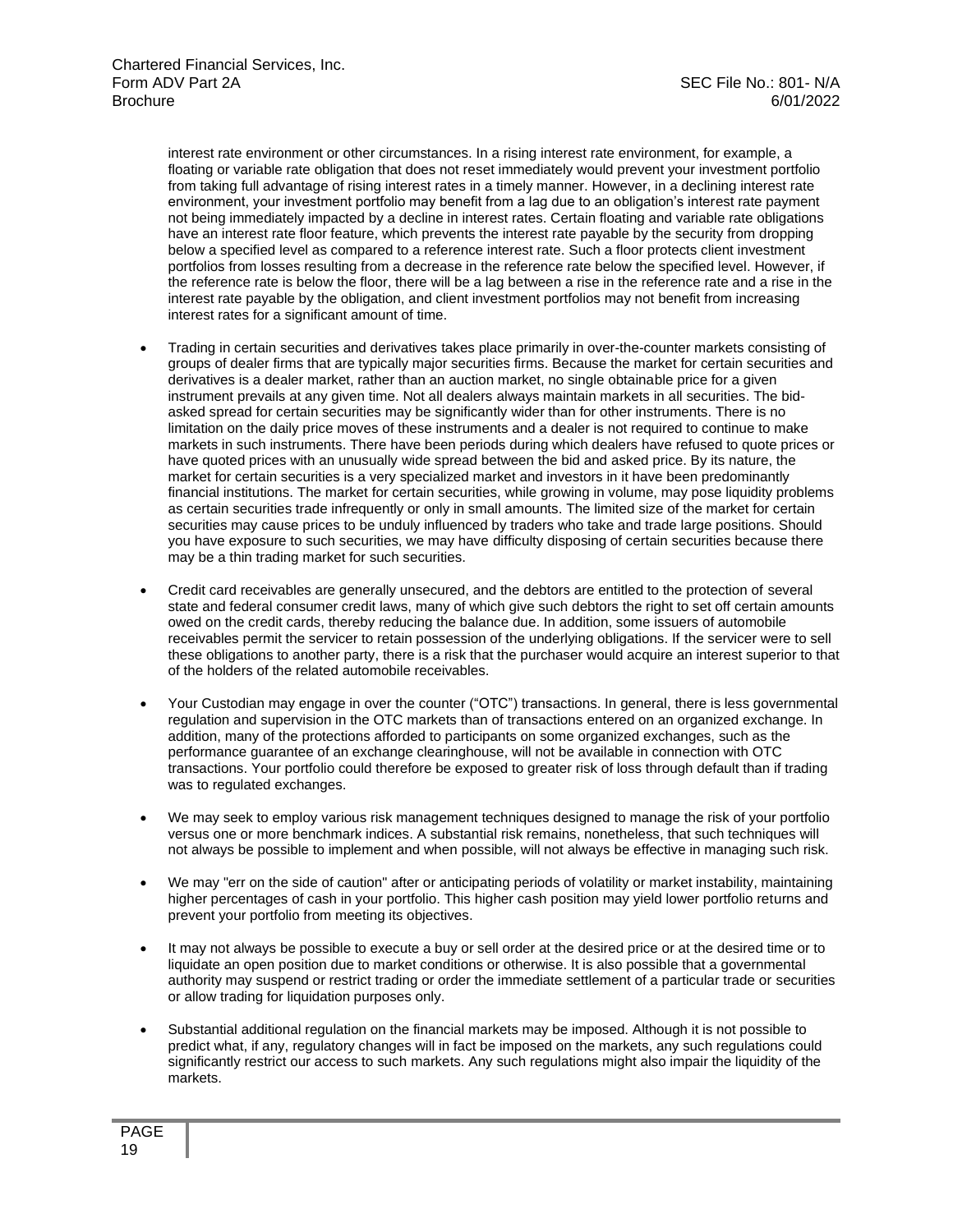interest rate environment or other circumstances. In a rising interest rate environment, for example, a floating or variable rate obligation that does not reset immediately would prevent your investment portfolio from taking full advantage of rising interest rates in a timely manner. However, in a declining interest rate environment, your investment portfolio may benefit from a lag due to an obligation's interest rate payment not being immediately impacted by a decline in interest rates. Certain floating and variable rate obligations have an interest rate floor feature, which prevents the interest rate payable by the security from dropping below a specified level as compared to a reference interest rate. Such a floor protects client investment portfolios from losses resulting from a decrease in the reference rate below the specified level. However, if the reference rate is below the floor, there will be a lag between a rise in the reference rate and a rise in the interest rate payable by the obligation, and client investment portfolios may not benefit from increasing interest rates for a significant amount of time.

- Trading in certain securities and derivatives takes place primarily in over-the-counter markets consisting of groups of dealer firms that are typically major securities firms. Because the market for certain securities and derivatives is a dealer market, rather than an auction market, no single obtainable price for a given instrument prevails at any given time. Not all dealers always maintain markets in all securities. The bid-asked spread for certain securities may be significantly wider than for other instruments. There is no limitation on the daily price moves of these instruments and a dealer is not required to continue to make markets in such instruments. There have been periods during which dealers have refused to quote prices or have quoted prices with an unusually wide spread between the bid and asked price. By its nature, the market for certain securities is a very specialized market and investors in it have been predominantly financial institutions. The market for certain securities, while growing in volume, may pose liquidity problems as certain securities trade infrequently or only in small amounts. The limited size of the market for certain securities may cause prices to be unduly influenced by traders who take and trade large positions. Should you have exposure to such securities, we may have difficulty disposing of certain securities because there may be a thin trading market for such securities.

- Credit card receivables are generally unsecured, and the debtors are entitled to the protection of several state and federal consumer credit laws, many of which give such debtors the right to set off certain amounts owed on the credit cards, thereby reducing the balance due. In addition, some issuers of automobile receivables permit the servicer to retain possession of the underlying obligations. If the servicer were to sell these obligations to another party, there is a risk that the purchaser would acquire an interest superior to that of the holders of the related automobile receivables.

- Your Custodian may engage in over the counter ("OTC") transactions. In general, there is less governmental regulation and supervision in the OTC markets than of transactions entered on an organized exchange. In addition, many of the protections afforded to participants on some organized exchanges, such as the performance guarantee of an exchange clearinghouse, will not be available in connection with OTC transactions. Your portfolio could therefore be exposed to greater risk of loss through default than if trading was to regulated exchanges.

- We may seek to employ various risk management techniques designed to manage the risk of your portfolio versus one or more benchmark indices. A substantial risk remains, nonetheless, that such techniques will not always be possible to implement and when possible, will not always be effective in managing such risk.

- We may "err on the side of caution" after or anticipating periods of volatility or market instability, maintaining higher percentages of cash in your portfolio. This higher cash position may yield lower portfolio returns and prevent your portfolio from meeting its objectives.

- It may not always be possible to execute a buy or sell order at the desired price or at the desired time or to liquidate an open position due to market conditions or otherwise. It is also possible that a governmental authority may suspend or restrict trading or order the immediate settlement of a particular trade or securities or allow trading for liquidation purposes only.

- Substantial additional regulation on the financial markets may be imposed. Although it is not possible to predict what, if any, regulatory changes will in fact be imposed on the markets, any such regulations could significantly restrict our access to such markets. Any such regulations might also impair the liquidity of the markets.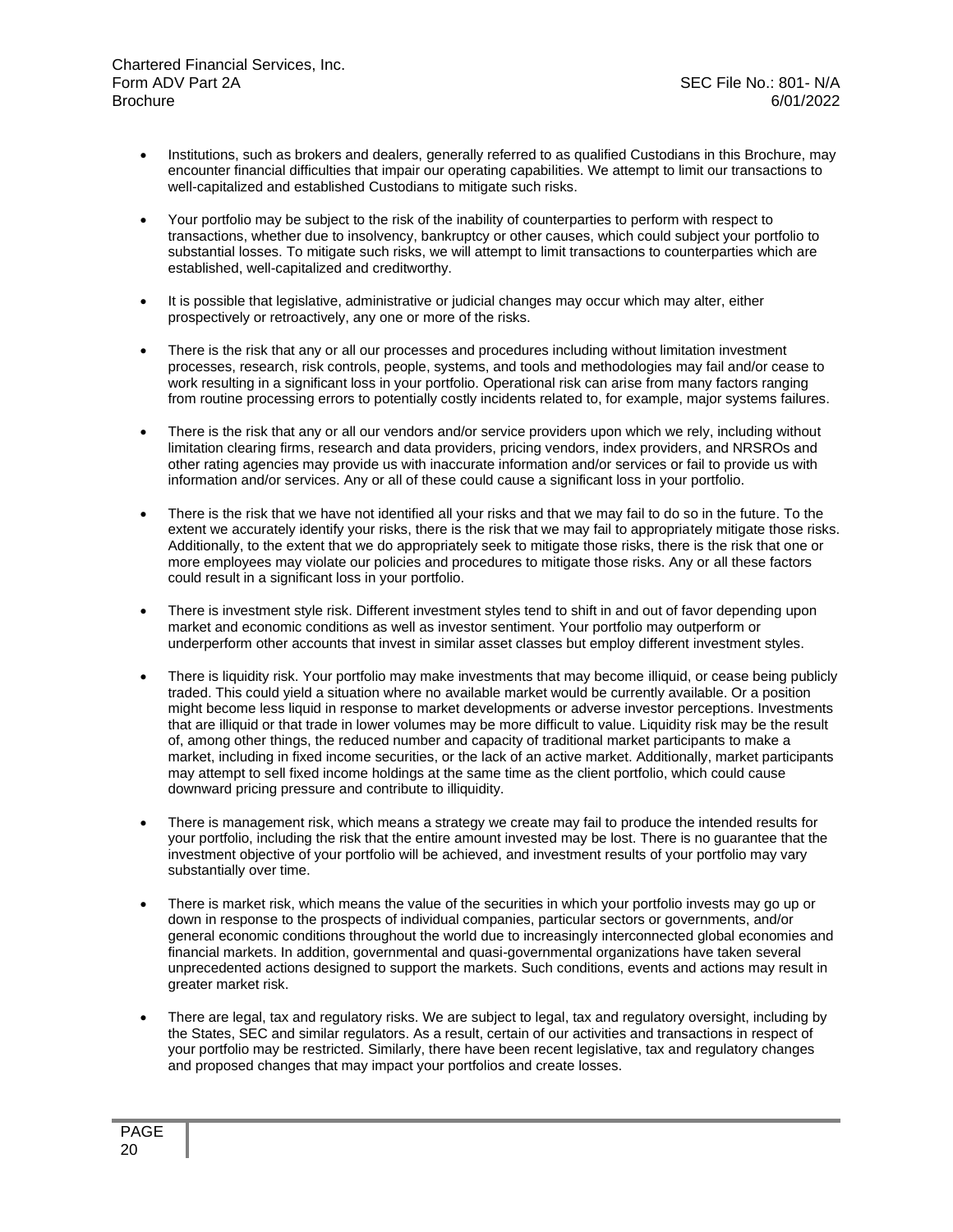- Institutions, such as brokers and dealers, generally referred to as qualified Custodians in this Brochure, may encounter financial difficulties that impair our operating capabilities. We attempt to limit our transactions to well-capitalized and established Custodians to mitigate such risks.

- Your portfolio may be subject to the risk of the inability of counterparties to perform with respect to transactions, whether due to insolvency, bankruptcy or other causes, which could subject your portfolio to substantial losses. To mitigate such risks, we will attempt to limit transactions to counterparties which are established, well-capitalized and creditworthy.

- It is possible that legislative, administrative or judicial changes may occur which may alter, either prospectively or retroactively, any one or more of the risks.

- There is the risk that any or all our processes and procedures including without limitation investment processes, research, risk controls, people, systems, and tools and methodologies may fail and/or cease to work resulting in a significant loss in your portfolio. Operational risk can arise from many factors ranging from routine processing errors to potentially costly incidents related to, for example, major systems failures.

- There is the risk that any or all our vendors and/or service providers upon which we rely, including without limitation clearing firms, research and data providers, pricing vendors, index providers, and NRSROs and other rating agencies may provide us with inaccurate information and/or services or fail to provide us with information and/or services. Any or all of these could cause a significant loss in your portfolio.

- There is the risk that we have not identified all your risks and that we may fail to do so in the future. To the extent we accurately identify your risks, there is the risk that we may fail to appropriately mitigate those risks. Additionally, to the extent that we do appropriately seek to mitigate those risks, there is the risk that one or more employees may violate our policies and procedures to mitigate those risks. Any or all these factors could result in a significant loss in your portfolio.

- There is investment style risk. Different investment styles tend to shift in and out of favor depending upon market and economic conditions as well as investor sentiment. Your portfolio may outperform or underperform other accounts that invest in similar asset classes but employ different investment styles.

- There is liquidity risk. Your portfolio may make investments that may become illiquid, or cease being publicly traded. This could yield a situation where no available market would be currently available. Or a position might become less liquid in response to market developments or adverse investor perceptions. Investments that are illiquid or that trade in lower volumes may be more difficult to value. Liquidity risk may be the result of, among other things, the reduced number and capacity of traditional market participants to make a market, including in fixed income securities, or the lack of an active market. Additionally, market participants may attempt to sell fixed income holdings at the same time as the client portfolio, which could cause downward pricing pressure and contribute to illiquidity.

- There is management risk, which means a strategy we create may fail to produce the intended results for your portfolio, including the risk that the entire amount invested may be lost. There is no guarantee that the investment objective of your portfolio will be achieved, and investment results of your portfolio may vary substantially over time.

- There is market risk, which means the value of the securities in which your portfolio invests may go up or down in response to the prospects of individual companies, particular sectors or governments, and/or general economic conditions throughout the world due to increasingly interconnected global economies and financial markets. In addition, governmental and quasi-governmental organizations have taken several unprecedented actions designed to support the markets. Such conditions, events and actions may result in greater market risk.

- There are legal, tax and regulatory risks. We are subject to legal, tax and regulatory oversight, including by the States, SEC and similar regulators. As a result, certain of our activities and transactions in respect of your portfolio may be restricted. Similarly, there have been recent legislative, tax and regulatory changes and proposed changes that may impact your portfolios and create losses.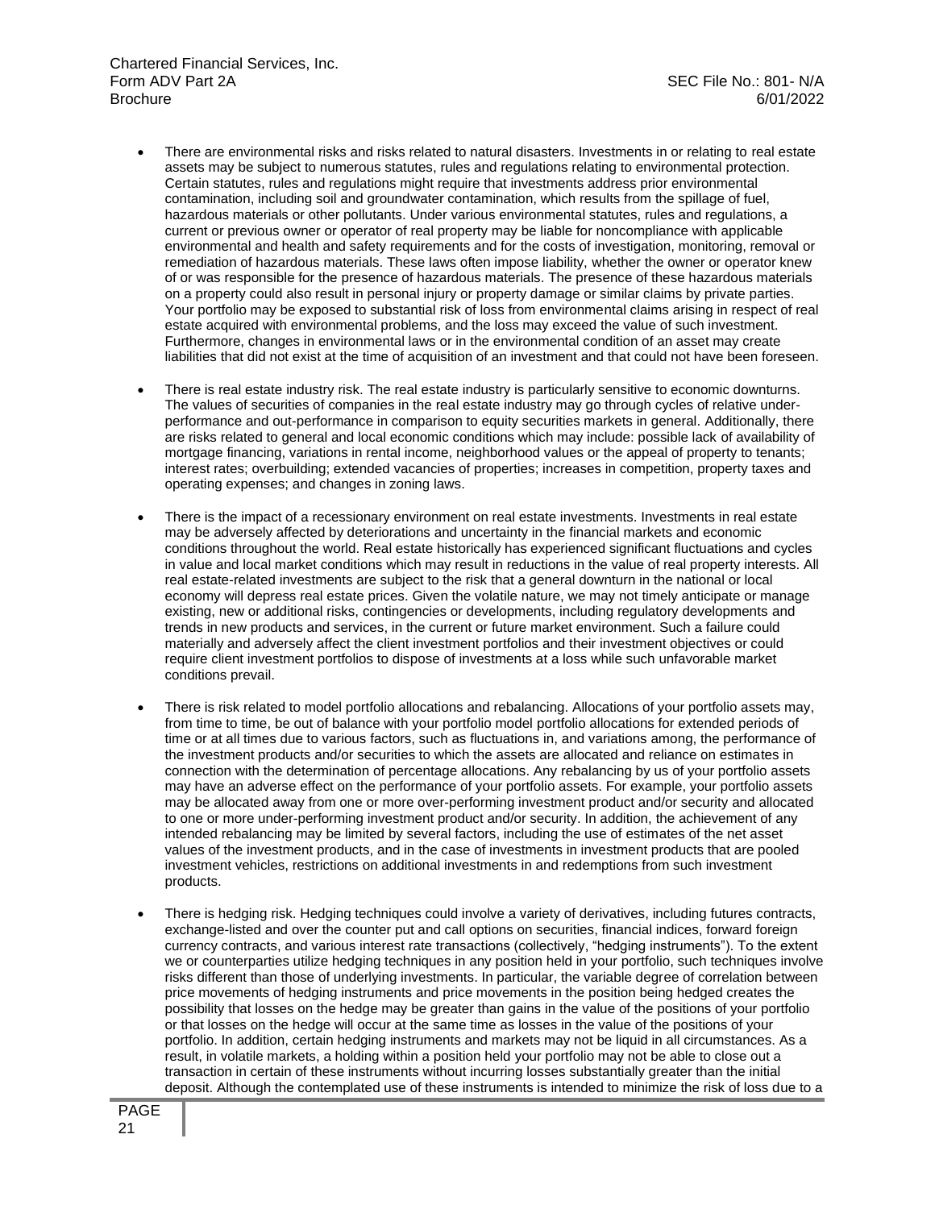- There are environmental risks and risks related to natural disasters. Investments in or relating to real estate assets may be subject to numerous statutes, rules and regulations relating to environmental protection. Certain statutes, rules and regulations might require that investments address prior environmental contamination, including soil and groundwater contamination, which results from the spillage of fuel, hazardous materials or other pollutants. Under various environmental statutes, rules and regulations, a current or previous owner or operator of real property may be liable for noncompliance with applicable environmental and health and safety requirements and for the costs of investigation, monitoring, removal or remediation of hazardous materials. These laws often impose liability, whether the owner or operator knew of or was responsible for the presence of hazardous materials. The presence of these hazardous materials on a property could also result in personal injury or property damage or similar claims by private parties. Your portfolio may be exposed to substantial risk of loss from environmental claims arising in respect of real estate acquired with environmental problems, and the loss may exceed the value of such investment. Furthermore, changes in environmental laws or in the environmental condition of an asset may create liabilities that did not exist at the time of acquisition of an investment and that could not have been foreseen.

- There is real estate industry risk. The real estate industry is particularly sensitive to economic downturns. The values of securities of companies in the real estate industry may go through cycles of relative under-performance and out-performance in comparison to equity securities markets in general. Additionally, there are risks related to general and local economic conditions which may include: possible lack of availability of mortgage financing, variations in rental income, neighborhood values or the appeal of property to tenants; interest rates; overbuilding; extended vacancies of properties; increases in competition, property taxes and operating expenses; and changes in zoning laws.

- There is the impact of a recessionary environment on real estate investments. Investments in real estate may be adversely affected by deteriorations and uncertainty in the financial markets and economic conditions throughout the world. Real estate historically has experienced significant fluctuations and cycles in value and local market conditions which may result in reductions in the value of real property interests. All real estate-related investments are subject to the risk that a general downturn in the national or local economy will depress real estate prices. Given the volatile nature, we may not timely anticipate or manage existing, new or additional risks, contingencies or developments, including regulatory developments and trends in new products and services, in the current or future market environment. Such a failure could materially and adversely affect the client investment portfolios and their investment objectives or could require client investment portfolios to dispose of investments at a loss while such unfavorable market conditions prevail.

- There is risk related to model portfolio allocations and rebalancing. Allocations of your portfolio assets may, from time to time, be out of balance with your portfolio model portfolio allocations for extended periods of time or at all times due to various factors, such as fluctuations in, and variations among, the performance of the investment products and/or securities to which the assets are allocated and reliance on estimates in connection with the determination of percentage allocations. Any rebalancing by us of your portfolio assets may have an adverse effect on the performance of your portfolio assets. For example, your portfolio assets may be allocated away from one or more over-performing investment product and/or security and allocated to one or more under-performing investment product and/or security. In addition, the achievement of any intended rebalancing may be limited by several factors, including the use of estimates of the net asset values of the investment products, and in the case of investments in investment products that are pooled investment vehicles, restrictions on additional investments in and redemptions from such investment products.

- There is hedging risk. Hedging techniques could involve a variety of derivatives, including futures contracts, exchange-listed and over the counter put and call options on securities, financial indices, forward foreign currency contracts, and various interest rate transactions (collectively, "hedging instruments"). To the extent we or counterparties utilize hedging techniques in any position held in your portfolio, such techniques involve risks different than those of underlying investments. In particular, the variable degree of correlation between price movements of hedging instruments and price movements in the position being hedged creates the possibility that losses on the hedge may be greater than gains in the value of the positions of your portfolio or that losses on the hedge will occur at the same time as losses in the value of the positions of your portfolio. In addition, certain hedging instruments and markets may not be liquid in all circumstances. As a result, in volatile markets, a holding within a position held your portfolio may not be able to close out a transaction in certain of these instruments without incurring losses substantially greater than the initial deposit. Although the contemplated use of these instruments is intended to minimize the risk of loss due to a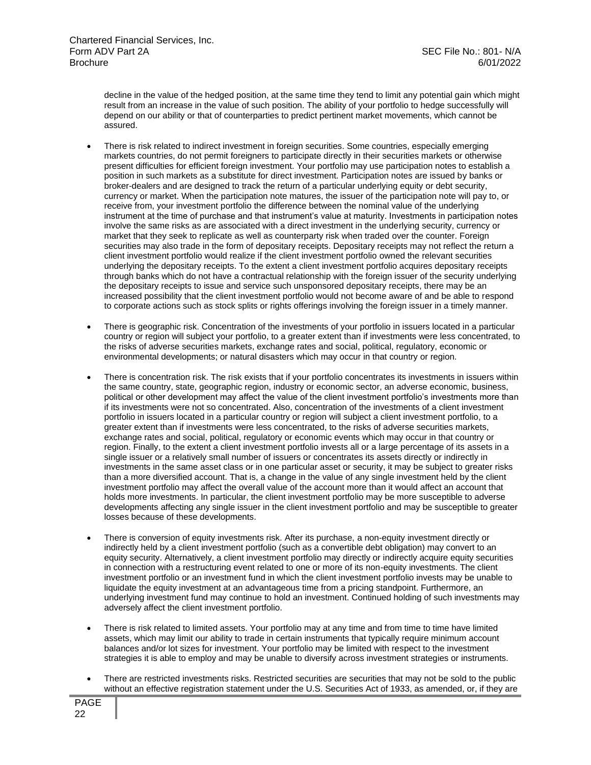decline in the value of the hedged position, at the same time they tend to limit any potential gain which might result from an increase in the value of such position. The ability of your portfolio to hedge successfully will depend on our ability or that of counterparties to predict pertinent market movements, which cannot be assured.

- There is risk related to indirect investment in foreign securities. Some countries, especially emerging markets countries, do not permit foreigners to participate directly in their securities markets or otherwise present difficulties for efficient foreign investment. Your portfolio may use participation notes to establish a position in such markets as a substitute for direct investment. Participation notes are issued by banks or broker-dealers and are designed to track the return of a particular underlying equity or debt security, currency or market. When the participation note matures, the issuer of the participation note will pay to, or receive from, your investment portfolio the difference between the nominal value of the underlying instrument at the time of purchase and that instrument's value at maturity. Investments in participation notes involve the same risks as are associated with a direct investment in the underlying security, currency or market that they seek to replicate as well as counterparty risk when traded over the counter. Foreign securities may also trade in the form of depositary receipts. Depositary receipts may not reflect the return a client investment portfolio would realize if the client investment portfolio owned the relevant securities underlying the depositary receipts. To the extent a client investment portfolio acquires depositary receipts through banks which do not have a contractual relationship with the foreign issuer of the security underlying the depositary receipts to issue and service such unsponsored depositary receipts, there may be an increased possibility that the client investment portfolio would not become aware of and be able to respond to corporate actions such as stock splits or rights offerings involving the foreign issuer in a timely manner.

- There is geographic risk. Concentration of the investments of your portfolio in issuers located in a particular country or region will subject your portfolio, to a greater extent than if investments were less concentrated, to the risks of adverse securities markets, exchange rates and social, political, regulatory, economic or environmental developments; or natural disasters which may occur in that country or region.

- There is concentration risk. The risk exists that if your portfolio concentrates its investments in issuers within the same country, state, geographic region, industry or economic sector, an adverse economic, business, political or other development may affect the value of the client investment portfolio's investments more than if its investments were not so concentrated. Also, concentration of the investments of a client investment portfolio in issuers located in a particular country or region will subject a client investment portfolio, to a greater extent than if investments were less concentrated, to the risks of adverse securities markets, exchange rates and social, political, regulatory or economic events which may occur in that country or region. Finally, to the extent a client investment portfolio invests all or a large percentage of its assets in a single issuer or a relatively small number of issuers or concentrates its assets directly or indirectly in investments in the same asset class or in one particular asset or security, it may be subject to greater risks than a more diversified account. That is, a change in the value of any single investment held by the client investment portfolio may affect the overall value of the account more than it would affect an account that holds more investments. In particular, the client investment portfolio may be more susceptible to adverse developments affecting any single issuer in the client investment portfolio and may be susceptible to greater losses because of these developments.

- There is conversion of equity investments risk. After its purchase, a non-equity investment directly or indirectly held by a client investment portfolio (such as a convertible debt obligation) may convert to an equity security. Alternatively, a client investment portfolio may directly or indirectly acquire equity securities in connection with a restructuring event related to one or more of its non-equity investments. The client investment portfolio or an investment fund in which the client investment portfolio invests may be unable to liquidate the equity investment at an advantageous time from a pricing standpoint. Furthermore, an underlying investment fund may continue to hold an investment. Continued holding of such investments may adversely affect the client investment portfolio.

- There is risk related to limited assets. Your portfolio may at any time and from time to time have limited assets, which may limit our ability to trade in certain instruments that typically require minimum account balances and/or lot sizes for investment. Your portfolio may be limited with respect to the investment strategies it is able to employ and may be unable to diversify across investment strategies or instruments.

- There are restricted investments risks. Restricted securities are securities that may not be sold to the public without an effective registration statement under the U.S. Securities Act of 1933, as amended, or, if they are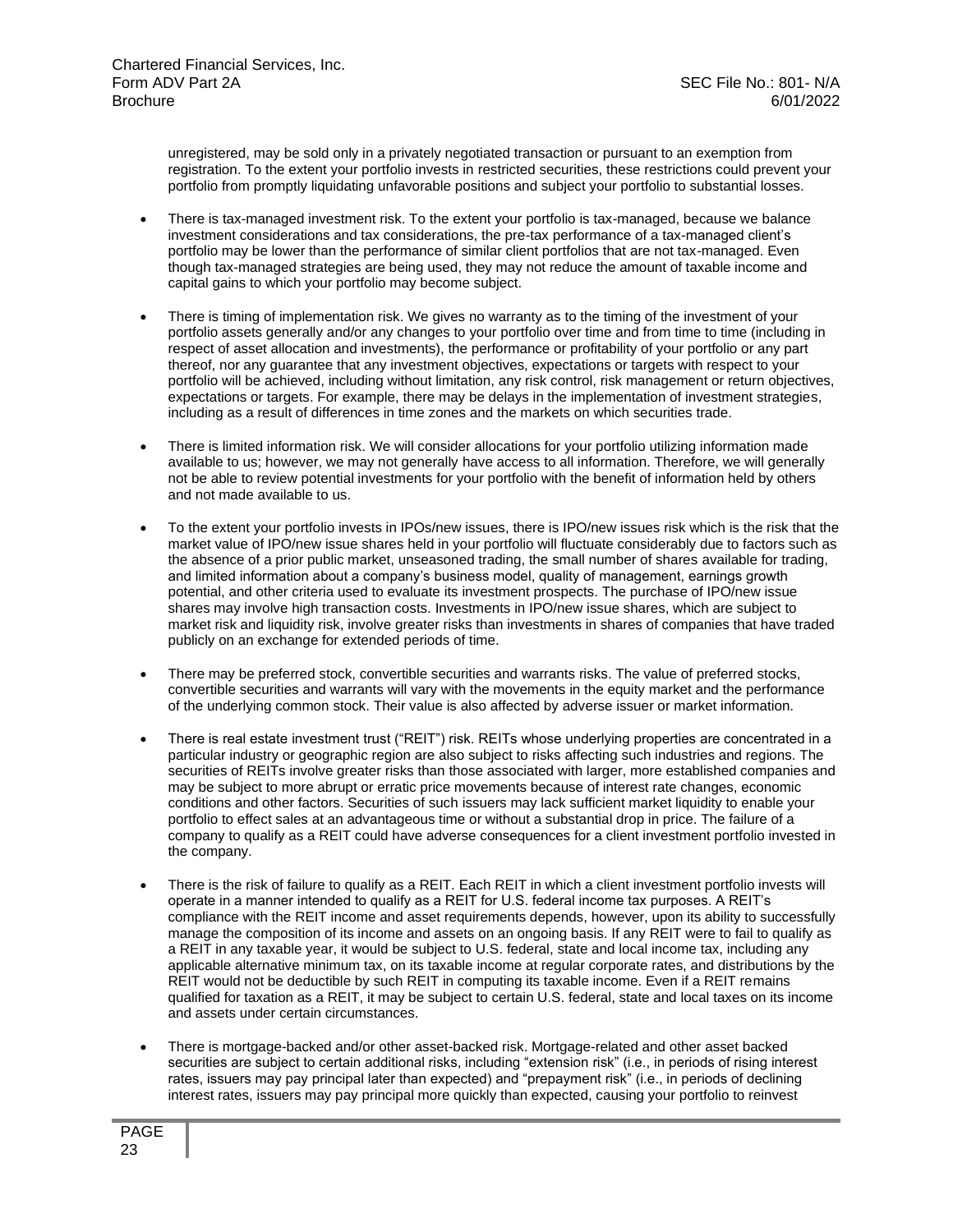unregistered, may be sold only in a privately negotiated transaction or pursuant to an exemption from registration. To the extent your portfolio invests in restricted securities, these restrictions could prevent your portfolio from promptly liquidating unfavorable positions and subject your portfolio to substantial losses.

- There is tax-managed investment risk. To the extent your portfolio is tax-managed, because we balance investment considerations and tax considerations, the pre-tax performance of a tax-managed client's portfolio may be lower than the performance of similar client portfolios that are not tax-managed. Even though tax-managed strategies are being used, they may not reduce the amount of taxable income and capital gains to which your portfolio may become subject.

- There is timing of implementation risk. We gives no warranty as to the timing of the investment of your portfolio assets generally and/or any changes to your portfolio over time and from time to time (including in respect of asset allocation and investments), the performance or profitability of your portfolio or any part thereof, nor any guarantee that any investment objectives, expectations or targets with respect to your portfolio will be achieved, including without limitation, any risk control, risk management or return objectives, expectations or targets. For example, there may be delays in the implementation of investment strategies, including as a result of differences in time zones and the markets on which securities trade.

- There is limited information risk. We will consider allocations for your portfolio utilizing information made available to us; however, we may not generally have access to all information. Therefore, we will generally not be able to review potential investments for your portfolio with the benefit of information held by others and not made available to us.

- To the extent your portfolio invests in IPOs/new issues, there is IPO/new issues risk which is the risk that the market value of IPO/new issue shares held in your portfolio will fluctuate considerably due to factors such as the absence of a prior public market, unseasoned trading, the small number of shares available for trading, and limited information about a company's business model, quality of management, earnings growth potential, and other criteria used to evaluate its investment prospects. The purchase of IPO/new issue shares may involve high transaction costs. Investments in IPO/new issue shares, which are subject to market risk and liquidity risk, involve greater risks than investments in shares of companies that have traded publicly on an exchange for extended periods of time.

- There may be preferred stock, convertible securities and warrants risks. The value of preferred stocks, convertible securities and warrants will vary with the movements in the equity market and the performance of the underlying common stock. Their value is also affected by adverse issuer or market information.

- There is real estate investment trust ("REIT") risk. REITs whose underlying properties are concentrated in a particular industry or geographic region are also subject to risks affecting such industries and regions. The securities of REITs involve greater risks than those associated with larger, more established companies and may be subject to more abrupt or erratic price movements because of interest rate changes, economic conditions and other factors. Securities of such issuers may lack sufficient market liquidity to enable your portfolio to effect sales at an advantageous time or without a substantial drop in price. The failure of a company to qualify as a REIT could have adverse consequences for a client investment portfolio invested in the company.

- There is the risk of failure to qualify as a REIT. Each REIT in which a client investment portfolio invests will operate in a manner intended to qualify as a REIT for U.S. federal income tax purposes. A REIT's compliance with the REIT income and asset requirements depends, however, upon its ability to successfully manage the composition of its income and assets on an ongoing basis. If any REIT were to fail to qualify as a REIT in any taxable year, it would be subject to U.S. federal, state and local income tax, including any applicable alternative minimum tax, on its taxable income at regular corporate rates, and distributions by the REIT would not be deductible by such REIT in computing its taxable income. Even if a REIT remains qualified for taxation as a REIT, it may be subject to certain U.S. federal, state and local taxes on its income and assets under certain circumstances.

- There is mortgage-backed and/or other asset-backed risk. Mortgage-related and other asset backed securities are subject to certain additional risks, including "extension risk" (i.e., in periods of rising interest rates, issuers may pay principal later than expected) and "prepayment risk" (i.e., in periods of declining interest rates, issuers may pay principal more quickly than expected, causing your portfolio to reinvest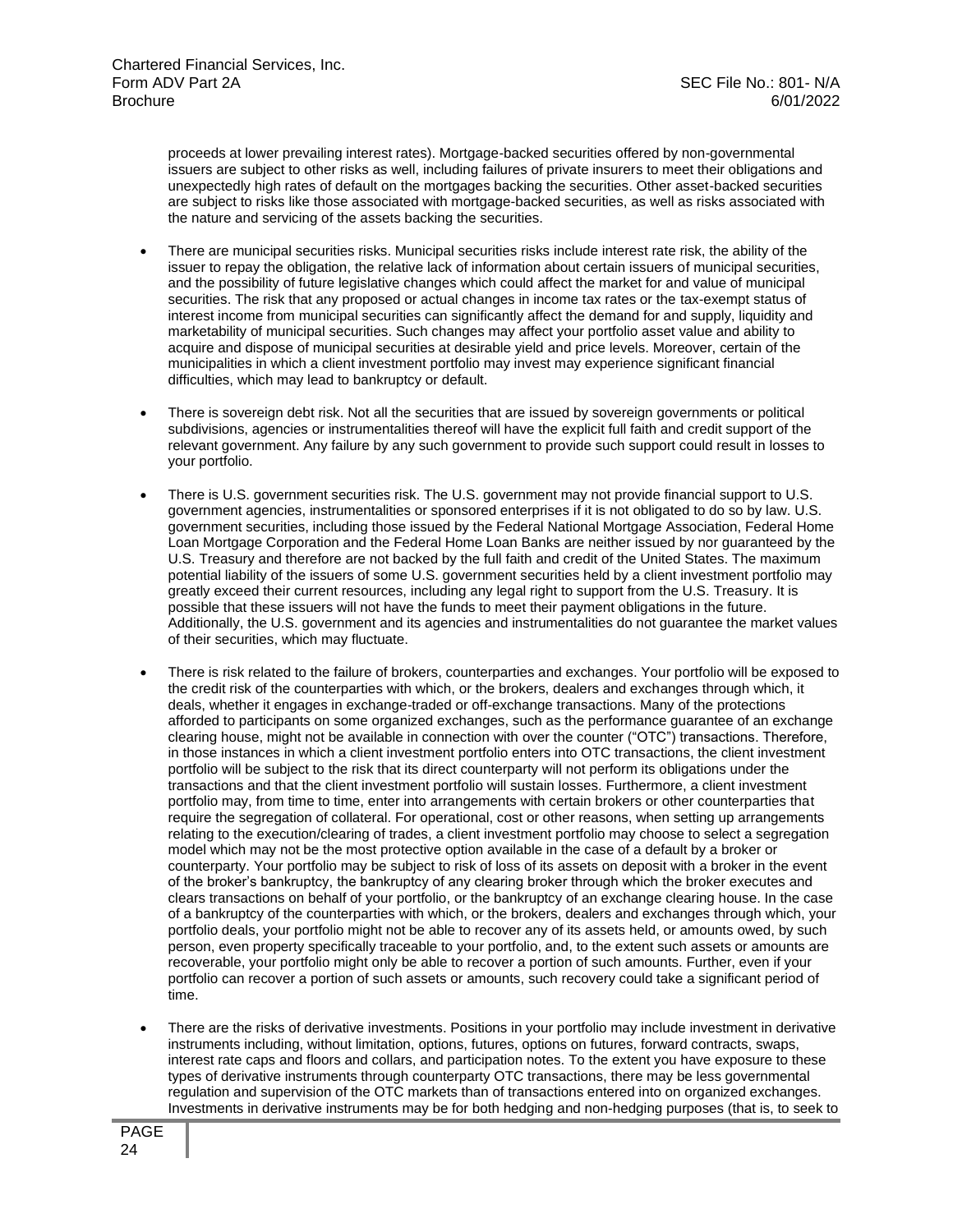proceeds at lower prevailing interest rates). Mortgage-backed securities offered by non-governmental issuers are subject to other risks as well, including failures of private insurers to meet their obligations and unexpectedly high rates of default on the mortgages backing the securities. Other asset-backed securities are subject to risks like those associated with mortgage-backed securities, as well as risks associated with the nature and servicing of the assets backing the securities.

- There are municipal securities risks. Municipal securities risks include interest rate risk, the ability of the issuer to repay the obligation, the relative lack of information about certain issuers of municipal securities, and the possibility of future legislative changes which could affect the market for and value of municipal securities. The risk that any proposed or actual changes in income tax rates or the tax-exempt status of interest income from municipal securities can significantly affect the demand for and supply, liquidity and marketability of municipal securities. Such changes may affect your portfolio asset value and ability to acquire and dispose of municipal securities at desirable yield and price levels. Moreover, certain of the municipalities in which a client investment portfolio may invest may experience significant financial difficulties, which may lead to bankruptcy or default.

- There is sovereign debt risk. Not all the securities that are issued by sovereign governments or political subdivisions, agencies or instrumentalities thereof will have the explicit full faith and credit support of the relevant government. Any failure by any such government to provide such support could result in losses to your portfolio.

- There is U.S. government securities risk. The U.S. government may not provide financial support to U.S. government agencies, instrumentalities or sponsored enterprises if it is not obligated to do so by law. U.S. government securities, including those issued by the Federal National Mortgage Association, Federal Home Loan Mortgage Corporation and the Federal Home Loan Banks are neither issued by nor guaranteed by the U.S. Treasury and therefore are not backed by the full faith and credit of the United States. The maximum potential liability of the issuers of some U.S. government securities held by a client investment portfolio may greatly exceed their current resources, including any legal right to support from the U.S. Treasury. It is possible that these issuers will not have the funds to meet their payment obligations in the future. Additionally, the U.S. government and its agencies and instrumentalities do not guarantee the market values of their securities, which may fluctuate.

- There is risk related to the failure of brokers, counterparties and exchanges. Your portfolio will be exposed to the credit risk of the counterparties with which, or the brokers, dealers and exchanges through which, it deals, whether it engages in exchange-traded or off-exchange transactions. Many of the protections afforded to participants on some organized exchanges, such as the performance guarantee of an exchange clearing house, might not be available in connection with over the counter ("OTC") transactions. Therefore, in those instances in which a client investment portfolio enters into OTC transactions, the client investment portfolio will be subject to the risk that its direct counterparty will not perform its obligations under the transactions and that the client investment portfolio will sustain losses. Furthermore, a client investment portfolio may, from time to time, enter into arrangements with certain brokers or other counterparties that require the segregation of collateral. For operational, cost or other reasons, when setting up arrangements relating to the execution/clearing of trades, a client investment portfolio may choose to select a segregation model which may not be the most protective option available in the case of a default by a broker or counterparty. Your portfolio may be subject to risk of loss of its assets on deposit with a broker in the event of the broker's bankruptcy, the bankruptcy of any clearing broker through which the broker executes and clears transactions on behalf of your portfolio, or the bankruptcy of an exchange clearing house. In the case of a bankruptcy of the counterparties with which, or the brokers, dealers and exchanges through which, your portfolio deals, your portfolio might not be able to recover any of its assets held, or amounts owed, by such person, even property specifically traceable to your portfolio, and, to the extent such assets or amounts are recoverable, your portfolio might only be able to recover a portion of such amounts. Further, even if your portfolio can recover a portion of such assets or amounts, such recovery could take a significant period of time.

- There are the risks of derivative investments. Positions in your portfolio may include investment in derivative instruments including, without limitation, options, futures, options on futures, forward contracts, swaps, interest rate caps and floors and collars, and participation notes. To the extent you have exposure to these types of derivative instruments through counterparty OTC transactions, there may be less governmental regulation and supervision of the OTC markets than of transactions entered into on organized exchanges. Investments in derivative instruments may be for both hedging and non-hedging purposes (that is, to seek to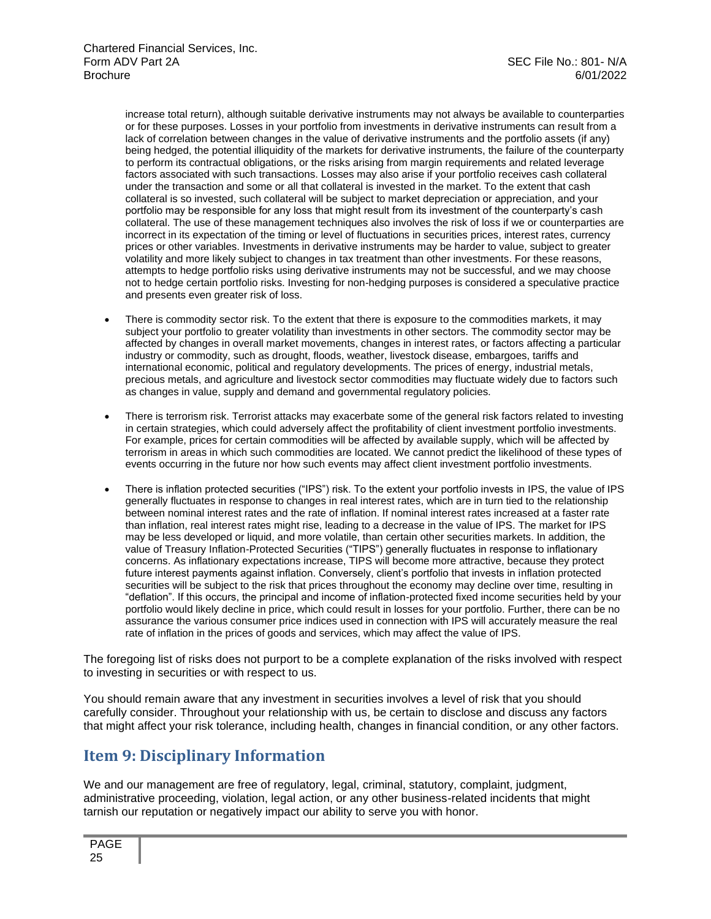increase total return), although suitable derivative instruments may not always be available to counterparties or for these purposes. Losses in your portfolio from investments in derivative instruments can result from a lack of correlation between changes in the value of derivative instruments and the portfolio assets (if any) being hedged, the potential illiquidity of the markets for derivative instruments, the failure of the counterparty to perform its contractual obligations, or the risks arising from margin requirements and related leverage factors associated with such transactions. Losses may also arise if your portfolio receives cash collateral under the transaction and some or all that collateral is invested in the market. To the extent that cash collateral is so invested, such collateral will be subject to market depreciation or appreciation, and your portfolio may be responsible for any loss that might result from its investment of the counterparty's cash collateral. The use of these management techniques also involves the risk of loss if we or counterparties are incorrect in its expectation of the timing or level of fluctuations in securities prices, interest rates, currency prices or other variables. Investments in derivative instruments may be harder to value, subject to greater volatility and more likely subject to changes in tax treatment than other investments. For these reasons, attempts to hedge portfolio risks using derivative instruments may not be successful, and we may choose not to hedge certain portfolio risks. Investing for non-hedging purposes is considered a speculative practice and presents even greater risk of loss.

- There is commodity sector risk. To the extent that there is exposure to the commodities markets, it may subject your portfolio to greater volatility than investments in other sectors. The commodity sector may be affected by changes in overall market movements, changes in interest rates, or factors affecting a particular industry or commodity, such as drought, floods, weather, livestock disease, embargoes, tariffs and international economic, political and regulatory developments. The prices of energy, industrial metals, precious metals, and agriculture and livestock sector commodities may fluctuate widely due to factors such as changes in value, supply and demand and governmental regulatory policies.

- There is terrorism risk. Terrorist attacks may exacerbate some of the general risk factors related to investing in certain strategies, which could adversely affect the profitability of client investment portfolio investments. For example, prices for certain commodities will be affected by available supply, which will be affected by terrorism in areas in which such commodities are located. We cannot predict the likelihood of these types of events occurring in the future nor how such events may affect client investment portfolio investments.

- There is inflation protected securities ("IPS") risk. To the extent your portfolio invests in IPS, the value of IPS generally fluctuates in response to changes in real interest rates, which are in turn tied to the relationship between nominal interest rates and the rate of inflation. If nominal interest rates increased at a faster rate than inflation, real interest rates might rise, leading to a decrease in the value of IPS. The market for IPS may be less developed or liquid, and more volatile, than certain other securities markets. In addition, the value of Treasury Inflation-Protected Securities ("TIPS") generally fluctuates in response to inflationary concerns. As inflationary expectations increase, TIPS will become more attractive, because they protect future interest payments against inflation. Conversely, client's portfolio that invests in inflation protected securities will be subject to the risk that prices throughout the economy may decline over time, resulting in "deflation". If this occurs, the principal and income of inflation-protected fixed income securities held by your portfolio would likely decline in price, which could result in losses for your portfolio. Further, there can be no assurance the various consumer price indices used in connection with IPS will accurately measure the real rate of inflation in the prices of goods and services, which may affect the value of IPS.

The foregoing list of risks does not purport to be a complete explanation of the risks involved with respect to investing in securities or with respect to us.

You should remain aware that any investment in securities involves a level of risk that you should carefully consider. Throughout your relationship with us, be certain to disclose and discuss any factors that might affect your risk tolerance, including health, changes in financial condition, or any other factors.

## Item 9: Disciplinary Information

We and our management are free of regulatory, legal, criminal, statutory, complaint, judgment, administrative proceeding, violation, legal action, or any other business-related incidents that might tarnish our reputation or negatively impact our ability to serve you with honor.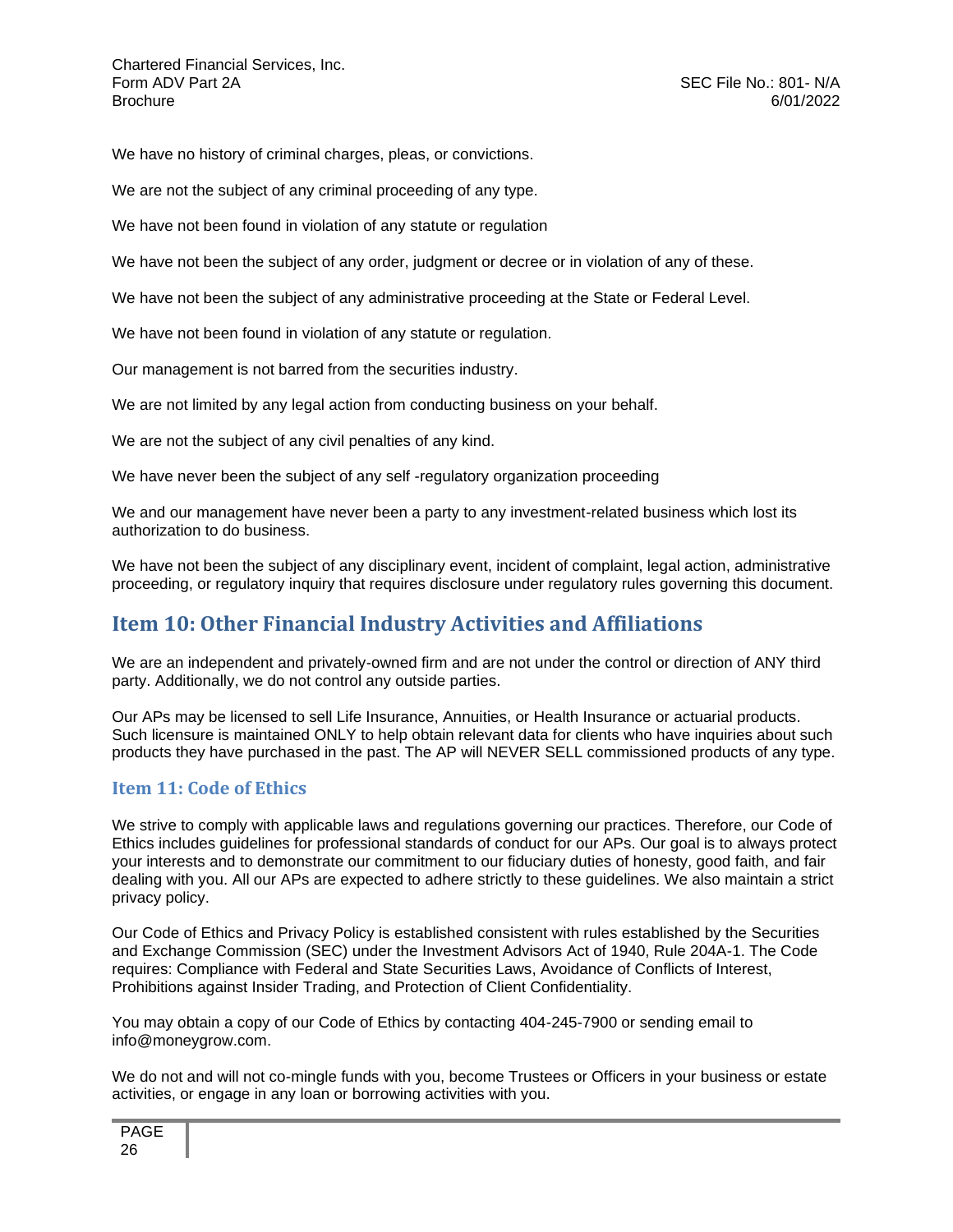We have no history of criminal charges, pleas, or convictions.

We are not the subject of any criminal proceeding of any type.

We have not been found in violation of any statute or regulation

We have not been the subject of any order, judgment or decree or in violation of any of these.

We have not been the subject of any administrative proceeding at the State or Federal Level.

We have not been found in violation of any statute or regulation.

Our management is not barred from the securities industry.

We are not limited by any legal action from conducting business on your behalf.

We are not the subject of any civil penalties of any kind.

We have never been the subject of any self -regulatory organization proceeding

We and our management have never been a party to any investment-related business which lost its authorization to do business.

We have not been the subject of any disciplinary event, incident of complaint, legal action, administrative proceeding, or regulatory inquiry that requires disclosure under regulatory rules governing this document.

## Item 10: Other Financial Industry Activities and Affiliations

We are an independent and privately-owned firm and are not under the control or direction of ANY third party. Additionally, we do not control any outside parties.

Our APs may be licensed to sell Life Insurance, Annuities, or Health Insurance or actuarial products. Such licensure is maintained ONLY to help obtain relevant data for clients who have inquiries about such products they have purchased in the past. The AP will NEVER SELL commissioned products of any type.

### Item 11: Code of Ethics

We strive to comply with applicable laws and regulations governing our practices. Therefore, our Code of Ethics includes guidelines for professional standards of conduct for our APs. Our goal is to always protect your interests and to demonstrate our commitment to our fiduciary duties of honesty, good faith, and fair dealing with you. All our APs are expected to adhere strictly to these guidelines. We also maintain a strict privacy policy.

Our Code of Ethics and Privacy Policy is established consistent with rules established by the Securities and Exchange Commission (SEC) under the Investment Advisors Act of 1940, Rule 204A-1. The Code requires: Compliance with Federal and State Securities Laws, Avoidance of Conflicts of Interest, Prohibitions against Insider Trading, and Protection of Client Confidentiality.

You may obtain a copy of our Code of Ethics by contacting 404-245-7900 or sending email to info@moneygrow.com.

We do not and will not co-mingle funds with you, become Trustees or Officers in your business or estate activities, or engage in any loan or borrowing activities with you.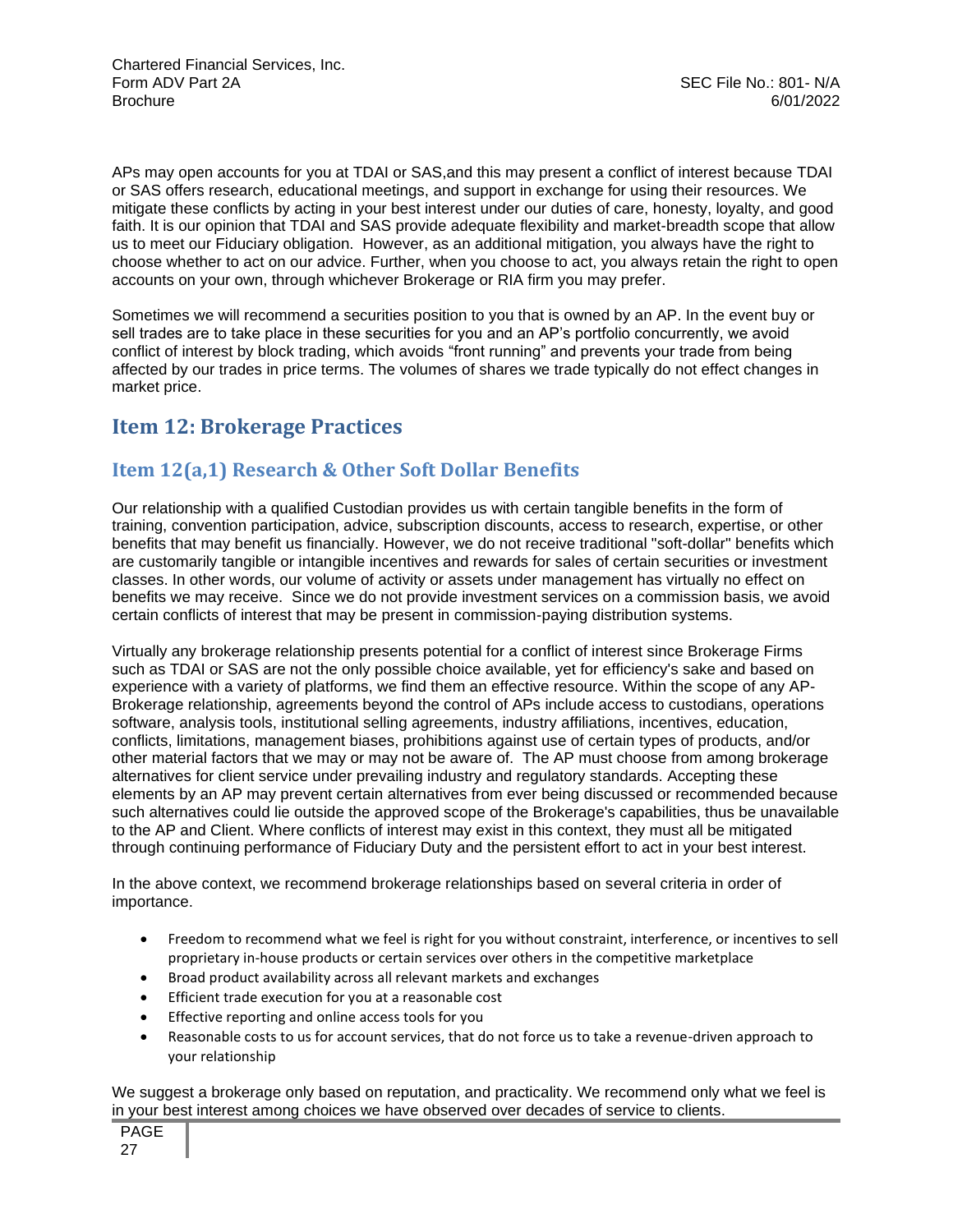APs may open accounts for you at TDAI or SAS,and this may present a conflict of interest because TDAI or SAS offers research, educational meetings, and support in exchange for using their resources. We mitigate these conflicts by acting in your best interest under our duties of care, honesty, loyalty, and good faith. It is our opinion that TDAI and SAS provide adequate flexibility and market-breadth scope that allow us to meet our Fiduciary obligation. However, as an additional mitigation, you always have the right to choose whether to act on our advice. Further, when you choose to act, you always retain the right to open accounts on your own, through whichever Brokerage or RIA firm you may prefer.

Sometimes we will recommend a securities position to you that is owned by an AP. In the event buy or sell trades are to take place in these securities for you and an AP's portfolio concurrently, we avoid conflict of interest by block trading, which avoids "front running" and prevents your trade from being affected by our trades in price terms. The volumes of shares we trade typically do not effect changes in market price.

## Item 12: Brokerage Practices

### Item 12(a,1) Research & Other Soft Dollar Benefits

Our relationship with a qualified Custodian provides us with certain tangible benefits in the form of training, convention participation, advice, subscription discounts, access to research, expertise, or other benefits that may benefit us financially. However, we do not receive traditional "soft-dollar" benefits which are customarily tangible or intangible incentives and rewards for sales of certain securities or investment classes. In other words, our volume of activity or assets under management has virtually no effect on benefits we may receive. Since we do not provide investment services on a commission basis, we avoid certain conflicts of interest that may be present in commission-paying distribution systems.

Virtually any brokerage relationship presents potential for a conflict of interest since Brokerage Firms such as TDAI or SAS are not the only possible choice available, yet for efficiency's sake and based on experience with a variety of platforms, we find them an effective resource. Within the scope of any AP-Brokerage relationship, agreements beyond the control of APs include access to custodians, operations software, analysis tools, institutional selling agreements, industry affiliations, incentives, education, conflicts, limitations, management biases, prohibitions against use of certain types of products, and/or other material factors that we may or may not be aware of. The AP must choose from among brokerage alternatives for client service under prevailing industry and regulatory standards. Accepting these elements by an AP may prevent certain alternatives from ever being discussed or recommended because such alternatives could lie outside the approved scope of the Brokerage's capabilities, thus be unavailable to the AP and Client. Where conflicts of interest may exist in this context, they must all be mitigated through continuing performance of Fiduciary Duty and the persistent effort to act in your best interest.

In the above context, we recommend brokerage relationships based on several criteria in order of importance.

- Freedom to recommend what we feel is right for you without constraint, interference, or incentives to sell proprietary in-house products or certain services over others in the competitive marketplace
- Broad product availability across all relevant markets and exchanges
- Efficient trade execution for you at a reasonable cost
- Effective reporting and online access tools for you
- Reasonable costs to us for account services, that do not force us to take a revenue-driven approach to your relationship

We suggest a brokerage only based on reputation, and practicality. We recommend only what we feel is in your best interest among choices we have observed over decades of service to clients.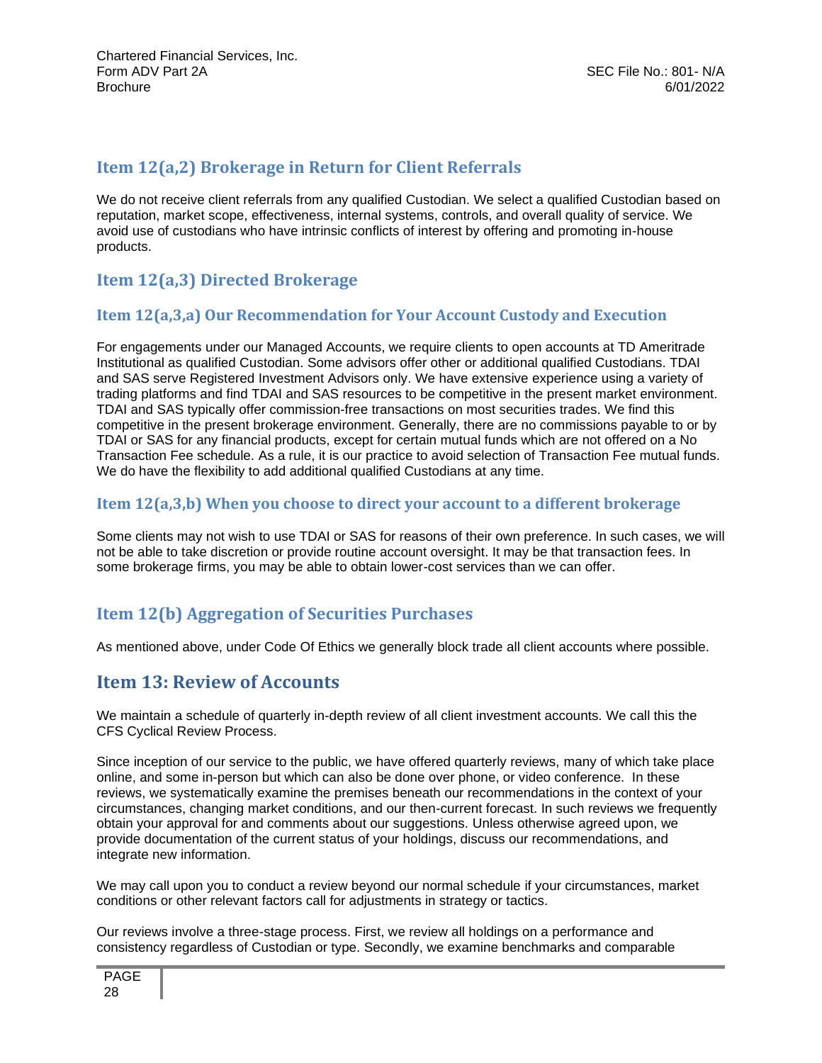## Item 12(a,2) Brokerage in Return for Client Referrals

We do not receive client referrals from any qualified Custodian. We select a qualified Custodian based on reputation, market scope, effectiveness, internal systems, controls, and overall quality of service. We avoid use of custodians who have intrinsic conflicts of interest by offering and promoting in-house products.

## Item 12(a,3) Directed Brokerage

### Item 12(a,3,a) Our Recommendation for Your Account Custody and Execution

For engagements under our Managed Accounts, we require clients to open accounts at TD Ameritrade Institutional as qualified Custodian. Some advisors offer other or additional qualified Custodians. TDAI and SAS serve Registered Investment Advisors only. We have extensive experience using a variety of trading platforms and find TDAI and SAS resources to be competitive in the present market environment. TDAI and SAS typically offer commission-free transactions on most securities trades. We find this competitive in the present brokerage environment. Generally, there are no commissions payable to or by TDAI or SAS for any financial products, except for certain mutual funds which are not offered on a No Transaction Fee schedule. As a rule, it is our practice to avoid selection of Transaction Fee mutual funds. We do have the flexibility to add additional qualified Custodians at any time.

### Item 12(a,3,b) When you choose to direct your account to a different brokerage

Some clients may not wish to use TDAI or SAS for reasons of their own preference. In such cases, we will not be able to take discretion or provide routine account oversight. It may be that transaction fees. In some brokerage firms, you may be able to obtain lower-cost services than we can offer.

## Item 12(b) Aggregation of Securities Purchases

As mentioned above, under Code Of Ethics we generally block trade all client accounts where possible.

# Item 13: Review of Accounts

We maintain a schedule of quarterly in-depth review of all client investment accounts. We call this the CFS Cyclical Review Process.

Since inception of our service to the public, we have offered quarterly reviews, many of which take place online, and some in-person but which can also be done over phone, or video conference. In these reviews, we systematically examine the premises beneath our recommendations in the context of your circumstances, changing market conditions, and our then-current forecast. In such reviews we frequently obtain your approval for and comments about our suggestions. Unless otherwise agreed upon, we provide documentation of the current status of your holdings, discuss our recommendations, and integrate new information.

We may call upon you to conduct a review beyond our normal schedule if your circumstances, market conditions or other relevant factors call for adjustments in strategy or tactics.

Our reviews involve a three-stage process. First, we review all holdings on a performance and consistency regardless of Custodian or type. Secondly, we examine benchmarks and comparable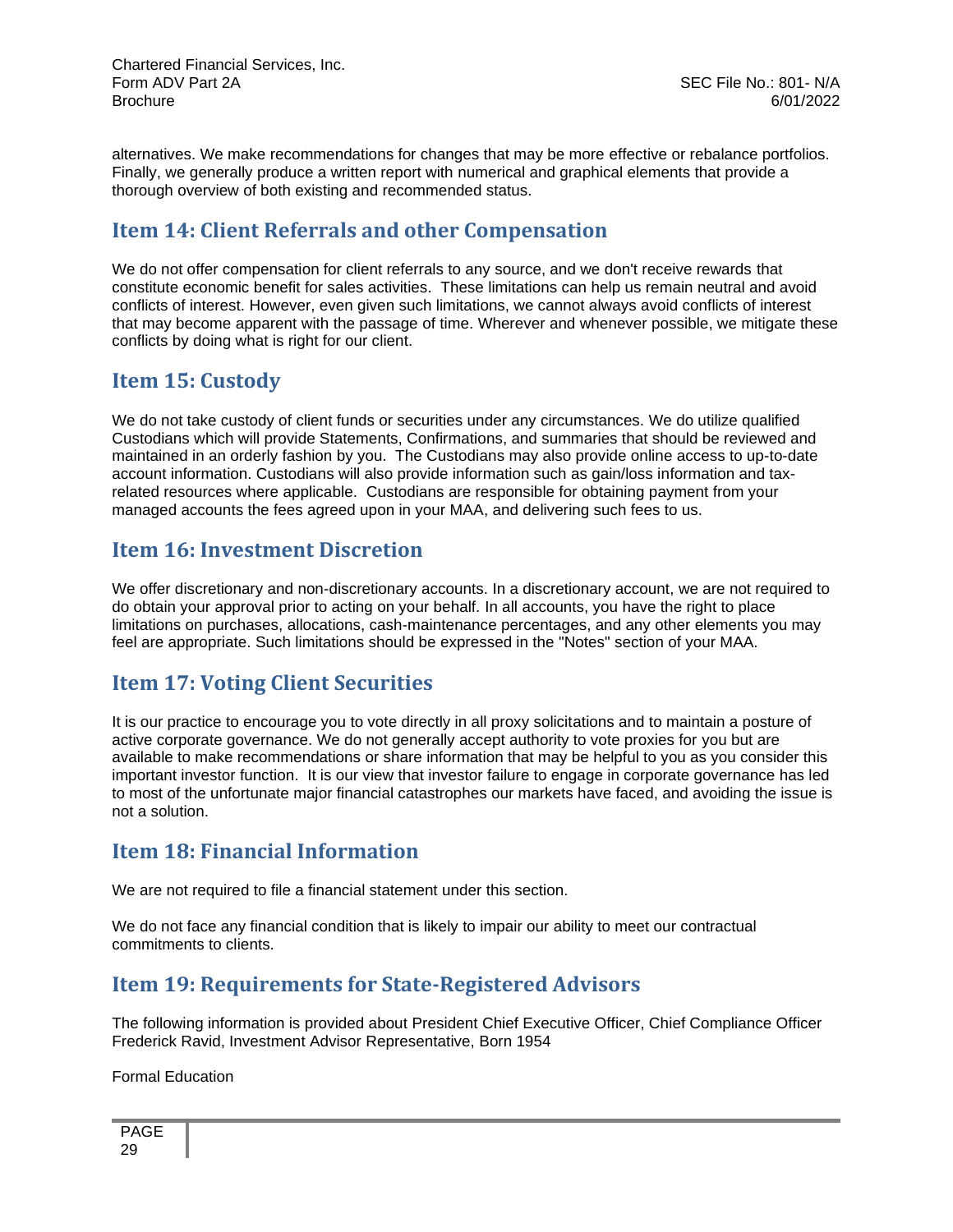alternatives. We make recommendations for changes that may be more effective or rebalance portfolios. Finally, we generally produce a written report with numerical and graphical elements that provide a thorough overview of both existing and recommended status.

## Item 14: Client Referrals and other Compensation

We do not offer compensation for client referrals to any source, and we don't receive rewards that constitute economic benefit for sales activities. These limitations can help us remain neutral and avoid conflicts of interest. However, even given such limitations, we cannot always avoid conflicts of interest that may become apparent with the passage of time. Wherever and whenever possible, we mitigate these conflicts by doing what is right for our client.

## Item 15: Custody

We do not take custody of client funds or securities under any circumstances. We do utilize qualified Custodians which will provide Statements, Confirmations, and summaries that should be reviewed and maintained in an orderly fashion by you. The Custodians may also provide online access to up-to-date account information. Custodians will also provide information such as gain/loss information and tax-related resources where applicable. Custodians are responsible for obtaining payment from your managed accounts the fees agreed upon in your MAA, and delivering such fees to us.

## Item 16: Investment Discretion

We offer discretionary and non-discretionary accounts. In a discretionary account, we are not required to do obtain your approval prior to acting on your behalf. In all accounts, you have the right to place limitations on purchases, allocations, cash-maintenance percentages, and any other elements you may feel are appropriate. Such limitations should be expressed in the "Notes" section of your MAA.

## Item 17: Voting Client Securities

It is our practice to encourage you to vote directly in all proxy solicitations and to maintain a posture of active corporate governance. We do not generally accept authority to vote proxies for you but are available to make recommendations or share information that may be helpful to you as you consider this important investor function. It is our view that investor failure to engage in corporate governance has led to most of the unfortunate major financial catastrophes our markets have faced, and avoiding the issue is not a solution.

## Item 18: Financial Information

We are not required to file a financial statement under this section.

We do not face any financial condition that is likely to impair our ability to meet our contractual commitments to clients.

## Item 19: Requirements for State-Registered Advisors

The following information is provided about President Chief Executive Officer, Chief Compliance Officer Frederick Ravid, Investment Advisor Representative, Born 1954

Formal Education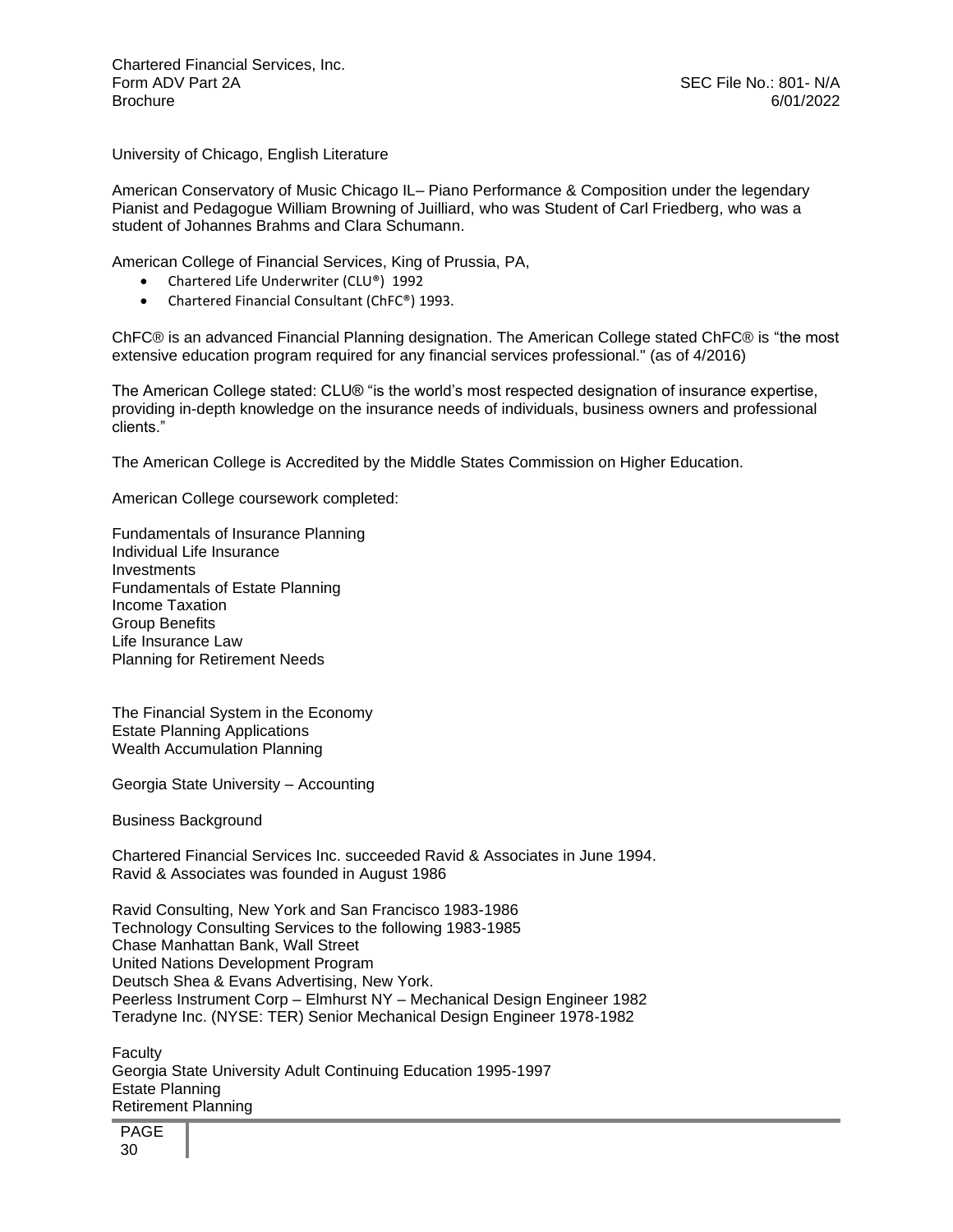University of Chicago, English Literature

American Conservatory of Music Chicago IL– Piano Performance & Composition under the legendary Pianist and Pedagogue William Browning of Juilliard, who was Student of Carl Friedberg, who was a student of Johannes Brahms and Clara Schumann.

American College of Financial Services, King of Prussia, PA,

- Chartered Life Underwriter (CLU®) 1992
- Chartered Financial Consultant (ChFC®) 1993.

ChFC® is an advanced Financial Planning designation. The American College stated ChFC® is "the most extensive education program required for any financial services professional." (as of 4/2016)

The American College stated: CLU® "is the world's most respected designation of insurance expertise, providing in-depth knowledge on the insurance needs of individuals, business owners and professional clients."

The American College is Accredited by the Middle States Commission on Higher Education.

American College coursework completed:

Fundamentals of Insurance Planning
Individual Life Insurance
Investments
Fundamentals of Estate Planning
Income Taxation
Group Benefits
Life Insurance Law
Planning for Retirement Needs

The Financial System in the Economy
Estate Planning Applications
Wealth Accumulation Planning

Georgia State University – Accounting

Business Background

Chartered Financial Services Inc. succeeded Ravid & Associates in June 1994.
Ravid & Associates was founded in August 1986

Ravid Consulting, New York and San Francisco 1983-1986
Technology Consulting Services to the following 1983-1985
Chase Manhattan Bank, Wall Street
United Nations Development Program
Deutsch Shea & Evans Advertising, New York.
Peerless Instrument Corp – Elmhurst NY – Mechanical Design Engineer 1982
Teradyne Inc. (NYSE: TER) Senior Mechanical Design Engineer 1978-1982

Faculty
Georgia State University Adult Continuing Education 1995-1997
Estate Planning
Retirement Planning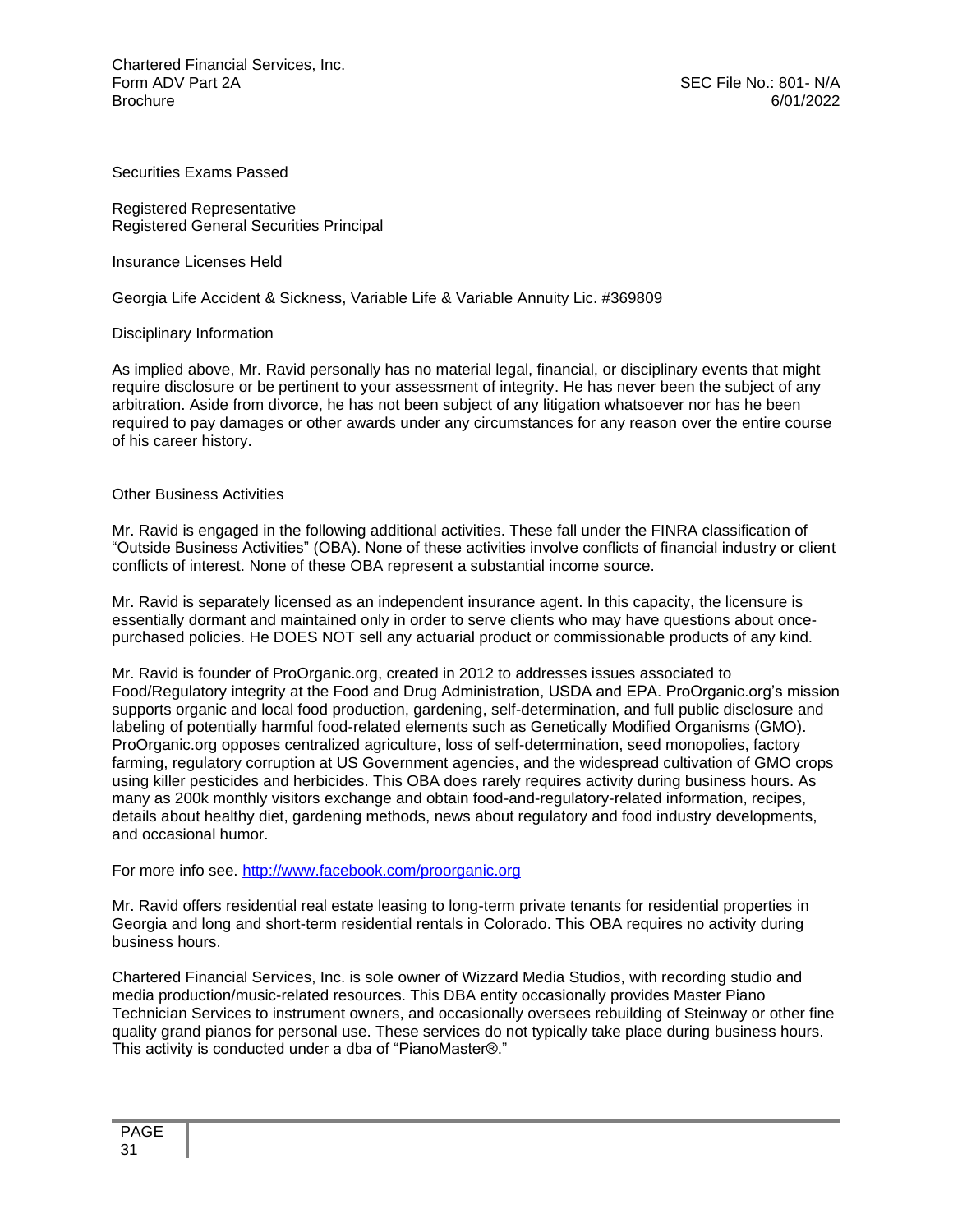Securities Exams Passed

Registered Representative
Registered General Securities Principal

Insurance Licenses Held

Georgia Life Accident & Sickness, Variable Life & Variable Annuity Lic. #369809

Disciplinary Information

As implied above, Mr. Ravid personally has no material legal, financial, or disciplinary events that might require disclosure or be pertinent to your assessment of integrity. He has never been the subject of any arbitration. Aside from divorce, he has not been subject of any litigation whatsoever nor has he been required to pay damages or other awards under any circumstances for any reason over the entire course of his career history.

Other Business Activities

Mr. Ravid is engaged in the following additional activities. These fall under the FINRA classification of "Outside Business Activities" (OBA). None of these activities involve conflicts of financial industry or client conflicts of interest. None of these OBA represent a substantial income source.

Mr. Ravid is separately licensed as an independent insurance agent. In this capacity, the licensure is essentially dormant and maintained only in order to serve clients who may have questions about once-purchased policies. He DOES NOT sell any actuarial product or commissionable products of any kind.

Mr. Ravid is founder of ProOrganic.org, created in 2012 to addresses issues associated to Food/Regulatory integrity at the Food and Drug Administration, USDA and EPA. ProOrganic.org's mission supports organic and local food production, gardening, self-determination, and full public disclosure and labeling of potentially harmful food-related elements such as Genetically Modified Organisms (GMO). ProOrganic.org opposes centralized agriculture, loss of self-determination, seed monopolies, factory farming, regulatory corruption at US Government agencies, and the widespread cultivation of GMO crops using killer pesticides and herbicides. This OBA does rarely requires activity during business hours. As many as 200k monthly visitors exchange and obtain food-and-regulatory-related information, recipes, details about healthy diet, gardening methods, news about regulatory and food industry developments, and occasional humor.

For more info see. [http://www.facebook.com/proorganic.org](http://www.facebook.com/proorganic.org)

Mr. Ravid offers residential real estate leasing to long-term private tenants for residential properties in Georgia and long and short-term residential rentals in Colorado. This OBA requires no activity during business hours.

Chartered Financial Services, Inc. is sole owner of Wizzard Media Studios, with recording studio and media production/music-related resources. This DBA entity occasionally provides Master Piano Technician Services to instrument owners, and occasionally oversees rebuilding of Steinway or other fine quality grand pianos for personal use. These services do not typically take place during business hours. This activity is conducted under a dba of "PianoMaster®."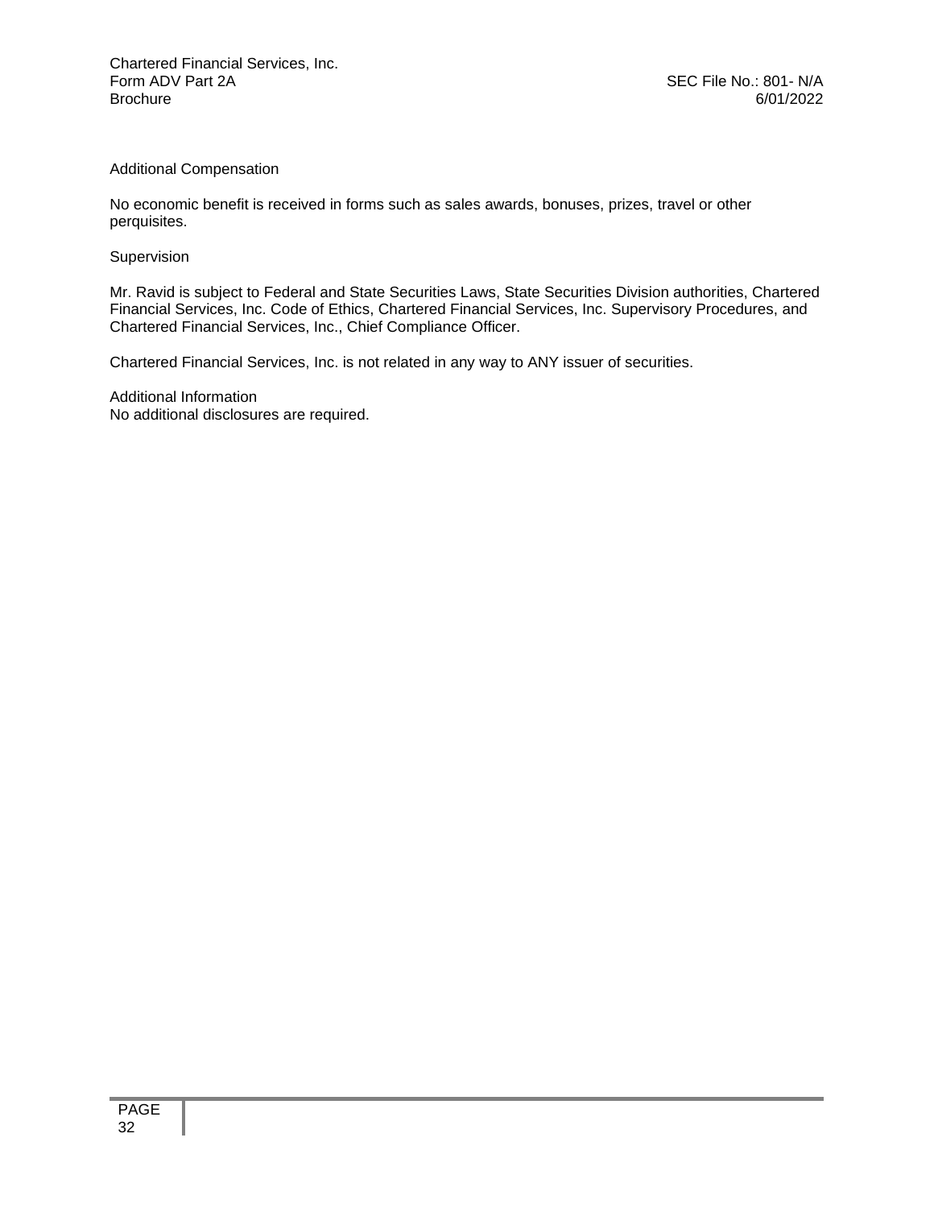## Additional Compensation

No economic benefit is received in forms such as sales awards, bonuses, prizes, travel or other perquisites.

## Supervision

Mr. Ravid is subject to Federal and State Securities Laws, State Securities Division authorities, Chartered Financial Services, Inc. Code of Ethics, Chartered Financial Services, Inc. Supervisory Procedures, and Chartered Financial Services, Inc., Chief Compliance Officer.

Chartered Financial Services, Inc. is not related in any way to ANY issuer of securities.

## Additional Information

No additional disclosures are required.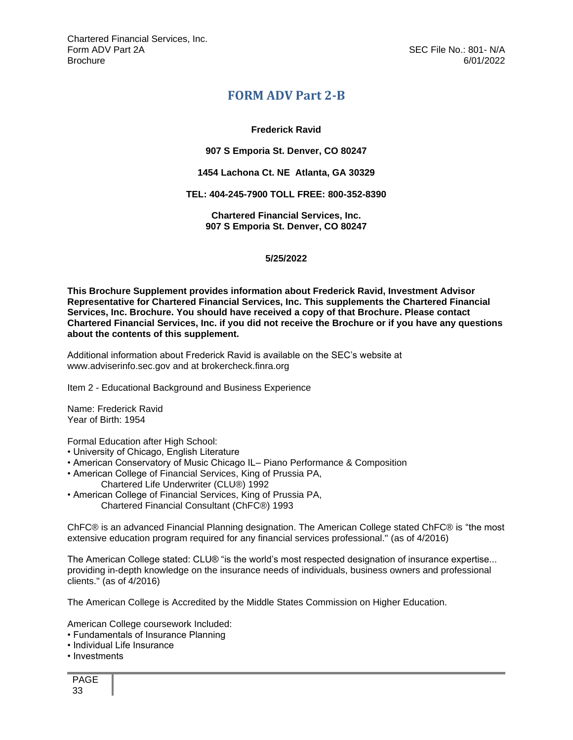# FORM ADV Part 2-B

**Frederick Ravid**

**907 S Emporia St. Denver, CO 80247**

**1454 Lachona Ct. NE Atlanta, GA 30329**

**TEL: 404-245-7900 TOLL FREE: 800-352-8390**

**Chartered Financial Services, Inc.**
**907 S Emporia St. Denver, CO 80247**

**5/25/2022**

**This Brochure Supplement provides information about Frederick Ravid, Investment Advisor Representative for Chartered Financial Services, Inc. This supplements the Chartered Financial Services, Inc. Brochure. You should have received a copy of that Brochure. Please contact Chartered Financial Services, Inc. if you did not receive the Brochure or if you have any questions about the contents of this supplement.**

Additional information about Frederick Ravid is available on the SEC's website at www.adviserinfo.sec.gov and at brokercheck.finra.org

Item 2 - Educational Background and Business Experience

Name: Frederick Ravid
Year of Birth: 1954

Formal Education after High School:

- University of Chicago, English Literature
- American Conservatory of Music Chicago IL– Piano Performance & Composition
- American College of Financial Services, King of Prussia PA,
  Chartered Life Underwriter (CLU®) 1992
- American College of Financial Services, King of Prussia PA,
  Chartered Financial Consultant (ChFC®) 1993

ChFC® is an advanced Financial Planning designation. The American College stated ChFC® is "the most extensive education program required for any financial services professional." (as of 4/2016)

The American College stated: CLU® "is the world's most respected designation of insurance expertise... providing in-depth knowledge on the insurance needs of individuals, business owners and professional clients." (as of 4/2016)

The American College is Accredited by the Middle States Commission on Higher Education.

American College coursework Included:

- Fundamentals of Insurance Planning
- Individual Life Insurance
- Investments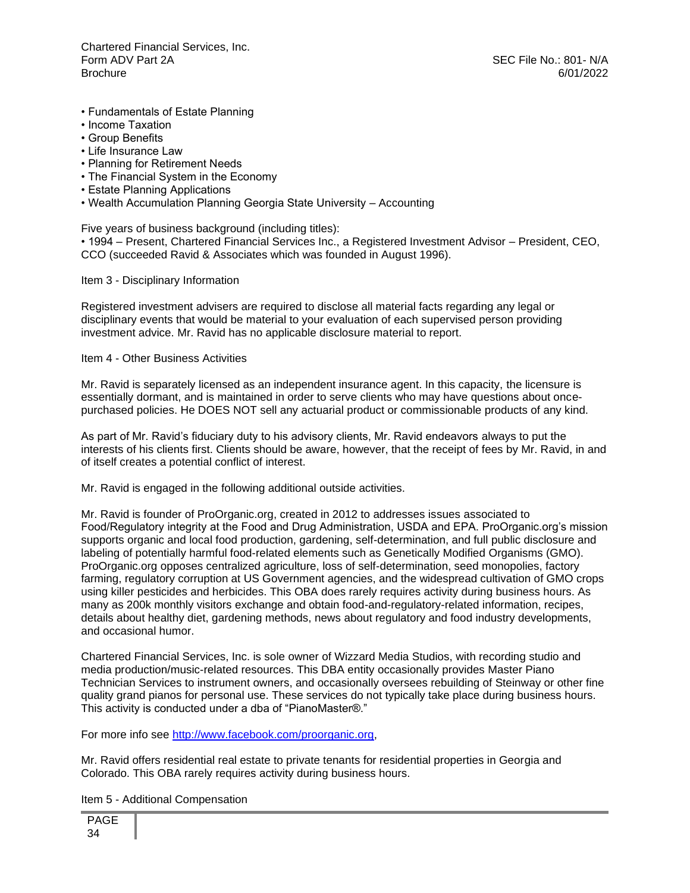- Fundamentals of Estate Planning
- Income Taxation
- Group Benefits
- Life Insurance Law
- Planning for Retirement Needs
- The Financial System in the Economy
- Estate Planning Applications
- Wealth Accumulation Planning Georgia State University – Accounting

Five years of business background (including titles):

- 1994 – Present, Chartered Financial Services Inc., a Registered Investment Advisor – President, CEO, CCO (succeeded Ravid & Associates which was founded in August 1996).

Item 3 - Disciplinary Information

Registered investment advisers are required to disclose all material facts regarding any legal or disciplinary events that would be material to your evaluation of each supervised person providing investment advice. Mr. Ravid has no applicable disclosure material to report.

Item 4 - Other Business Activities

Mr. Ravid is separately licensed as an independent insurance agent. In this capacity, the licensure is essentially dormant, and is maintained in order to serve clients who may have questions about once-purchased policies. He DOES NOT sell any actuarial product or commissionable products of any kind.

As part of Mr. Ravid's fiduciary duty to his advisory clients, Mr. Ravid endeavors always to put the interests of his clients first. Clients should be aware, however, that the receipt of fees by Mr. Ravid, in and of itself creates a potential conflict of interest.

Mr. Ravid is engaged in the following additional outside activities.

Mr. Ravid is founder of ProOrganic.org, created in 2012 to addresses issues associated to Food/Regulatory integrity at the Food and Drug Administration, USDA and EPA. ProOrganic.org's mission supports organic and local food production, gardening, self-determination, and full public disclosure and labeling of potentially harmful food-related elements such as Genetically Modified Organisms (GMO). ProOrganic.org opposes centralized agriculture, loss of self-determination, seed monopolies, factory farming, regulatory corruption at US Government agencies, and the widespread cultivation of GMO crops using killer pesticides and herbicides. This OBA does rarely requires activity during business hours. As many as 200k monthly visitors exchange and obtain food-and-regulatory-related information, recipes, details about healthy diet, gardening methods, news about regulatory and food industry developments, and occasional humor.

Chartered Financial Services, Inc. is sole owner of Wizzard Media Studios, with recording studio and media production/music-related resources. This DBA entity occasionally provides Master Piano Technician Services to instrument owners, and occasionally oversees rebuilding of Steinway or other fine quality grand pianos for personal use. These services do not typically take place during business hours. This activity is conducted under a dba of "PianoMaster®."

For more info see [http://www.facebook.com/proorganic.org](http://www.facebook.com/proorganic.org),

Mr. Ravid offers residential real estate to private tenants for residential properties in Georgia and Colorado. This OBA rarely requires activity during business hours.

Item 5 - Additional Compensation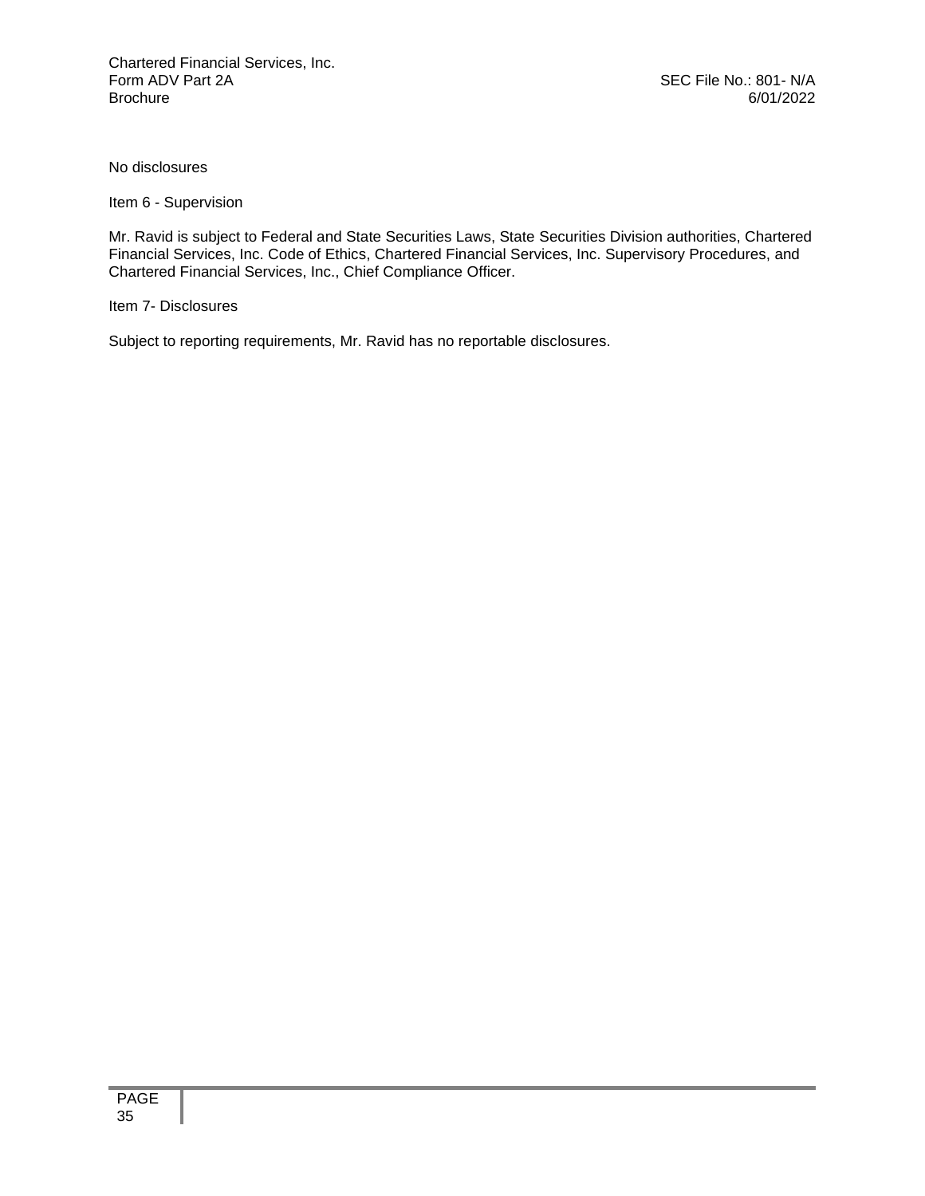No disclosures

Item 6 - Supervision

Mr. Ravid is subject to Federal and State Securities Laws, State Securities Division authorities, Chartered Financial Services, Inc. Code of Ethics, Chartered Financial Services, Inc. Supervisory Procedures, and Chartered Financial Services, Inc., Chief Compliance Officer.

Item 7- Disclosures

Subject to reporting requirements, Mr. Ravid has no reportable disclosures.